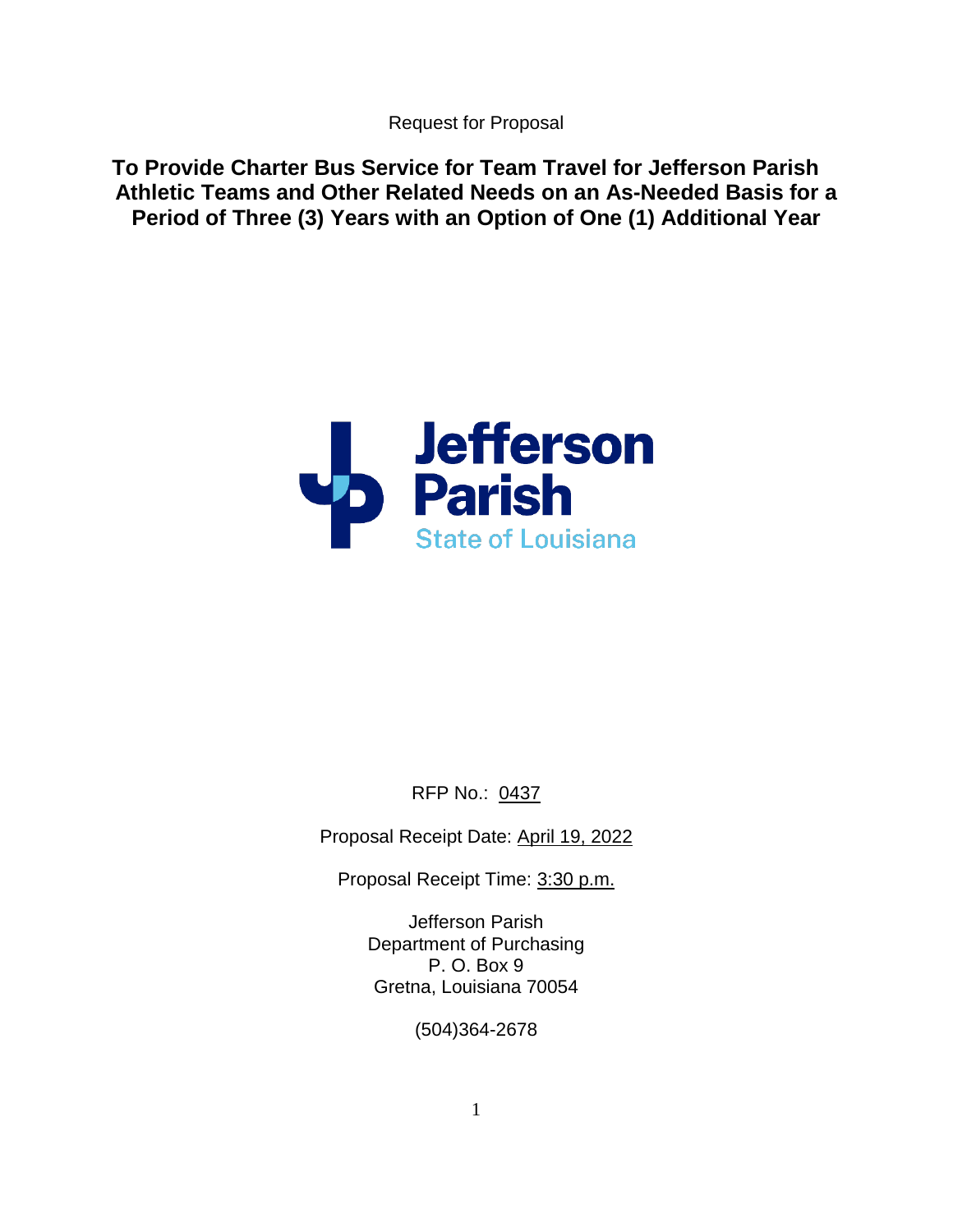Request for Proposal

# To Provide Charter Bus Service for Team Travel for Jefferson Parish Athletic Teams and Other Related Needs on an As-Needed Basis for a Period of Three (3) Years with an Option of One (1) Additional Year

Jefferson Parish
State of Louisiana

RFP No.: 0437

Proposal Receipt Date: April 19, 2022

Proposal Receipt Time: 3:30 p.m.

Jefferson Parish
Department of Purchasing
P. O. Box 9
Gretna, Louisiana 70054

(504)364-2678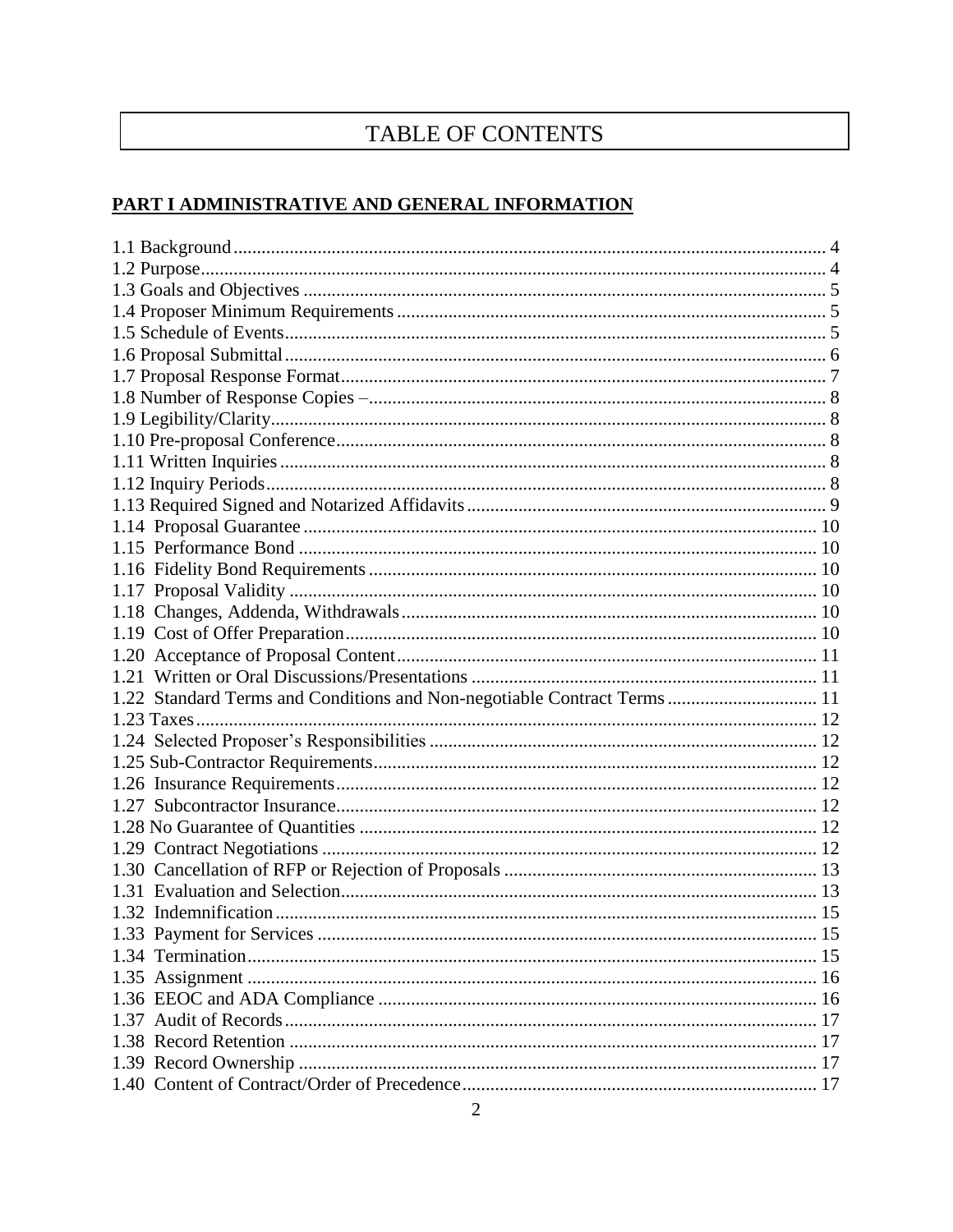# TABLE OF CONTENTS

**PART I ADMINISTRATIVE AND GENERAL INFORMATION**

1.1 Background ........................................................................ 4
1.2 Purpose ........................................................................ 4
1.3 Goals and Objectives ........................................................................ 5
1.4 Proposer Minimum Requirements ........................................................................ 5
1.5 Schedule of Events ........................................................................ 5
1.6 Proposal Submittal ........................................................................ 6
1.7 Proposal Response Format ........................................................................ 7
1.8 Number of Response Copies – ........................................................................ 8
1.9 Legibility/Clarity ........................................................................ 8
1.10 Pre-proposal Conference ........................................................................ 8
1.11 Written Inquiries ........................................................................ 8
1.12 Inquiry Periods ........................................................................ 8
1.13 Required Signed and Notarized Affidavits ........................................................................ 9
1.14 Proposal Guarantee ........................................................................ 10
1.15 Performance Bond ........................................................................ 10
1.16 Fidelity Bond Requirements ........................................................................ 10
1.17 Proposal Validity ........................................................................ 10
1.18 Changes, Addenda, Withdrawals ........................................................................ 10
1.19 Cost of Offer Preparation ........................................................................ 10
1.20 Acceptance of Proposal Content ........................................................................ 11
1.21 Written or Oral Discussions/Presentations ........................................................................ 11
1.22 Standard Terms and Conditions and Non-negotiable Contract Terms ........................................................................ 11
1.23 Taxes ........................................................................ 12
1.24 Selected Proposer's Responsibilities ........................................................................ 12
1.25 Sub-Contractor Requirements ........................................................................ 12
1.26 Insurance Requirements ........................................................................ 12
1.27 Subcontractor Insurance ........................................................................ 12
1.28 No Guarantee of Quantities ........................................................................ 12
1.29 Contract Negotiations ........................................................................ 12
1.30 Cancellation of RFP or Rejection of Proposals ........................................................................ 13
1.31 Evaluation and Selection ........................................................................ 13
1.32 Indemnification ........................................................................ 15
1.33 Payment for Services ........................................................................ 15
1.34 Termination ........................................................................ 15
1.35 Assignment ........................................................................ 16
1.36 EEOC and ADA Compliance ........................................................................ 16
1.37 Audit of Records ........................................................................ 17
1.38 Record Retention ........................................................................ 17
1.39 Record Ownership ........................................................................ 17
1.40 Content of Contract/Order of Precedence ........................................................................ 17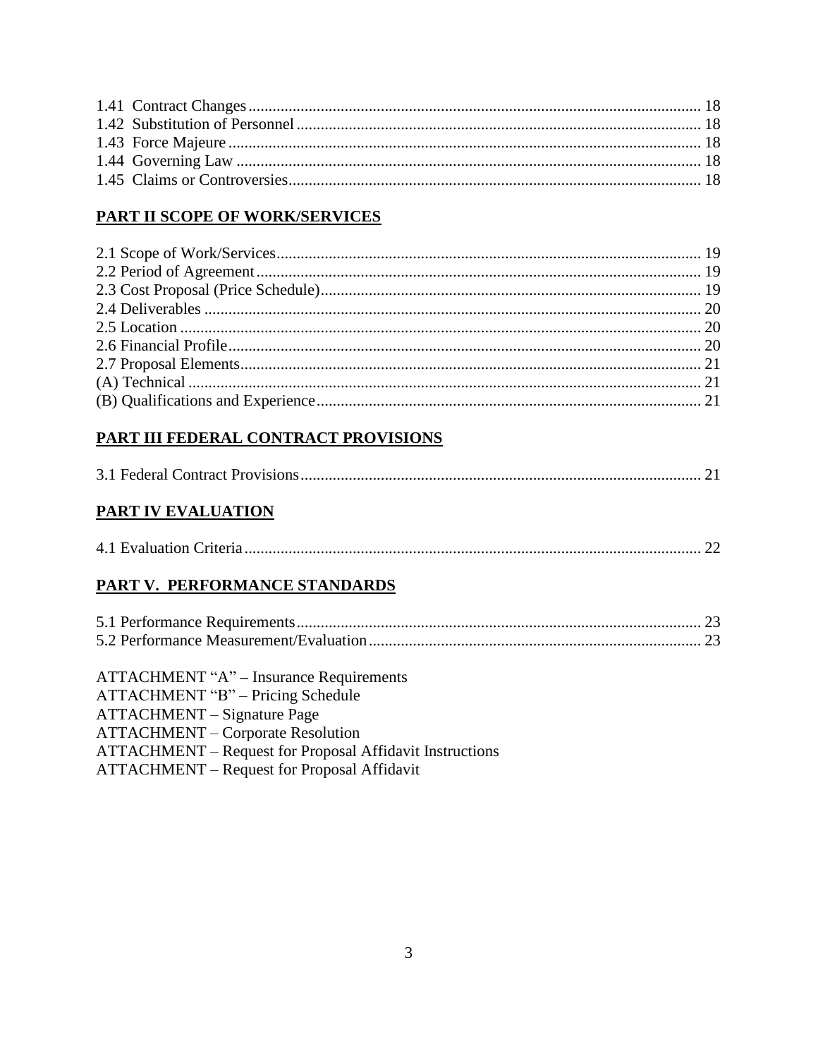1.41 Contract Changes ........................................................................ 18
1.42 Substitution of Personnel ........................................................................ 18
1.43 Force Majeure ........................................................................ 18
1.44 Governing Law ........................................................................ 18
1.45 Claims or Controversies ........................................................................ 18

**PART II SCOPE OF WORK/SERVICES**

2.1 Scope of Work/Services ........................................................................ 19
2.2 Period of Agreement ........................................................................ 19
2.3 Cost Proposal (Price Schedule) ........................................................................ 19
2.4 Deliverables ........................................................................ 20
2.5 Location ........................................................................ 20
2.6 Financial Profile ........................................................................ 20
2.7 Proposal Elements ........................................................................ 21
(A) Technical ........................................................................ 21
(B) Qualifications and Experience ........................................................................ 21

**PART III FEDERAL CONTRACT PROVISIONS**

3.1 Federal Contract Provisions ........................................................................ 21

**PART IV EVALUATION**

4.1 Evaluation Criteria ........................................................................ 22

**PART V. PERFORMANCE STANDARDS**

5.1 Performance Requirements ........................................................................ 23
5.2 Performance Measurement/Evaluation ........................................................................ 23

ATTACHMENT "A" – Insurance Requirements
ATTACHMENT "B" – Pricing Schedule
ATTACHMENT – Signature Page
ATTACHMENT – Corporate Resolution
ATTACHMENT – Request for Proposal Affidavit Instructions
ATTACHMENT – Request for Proposal Affidavit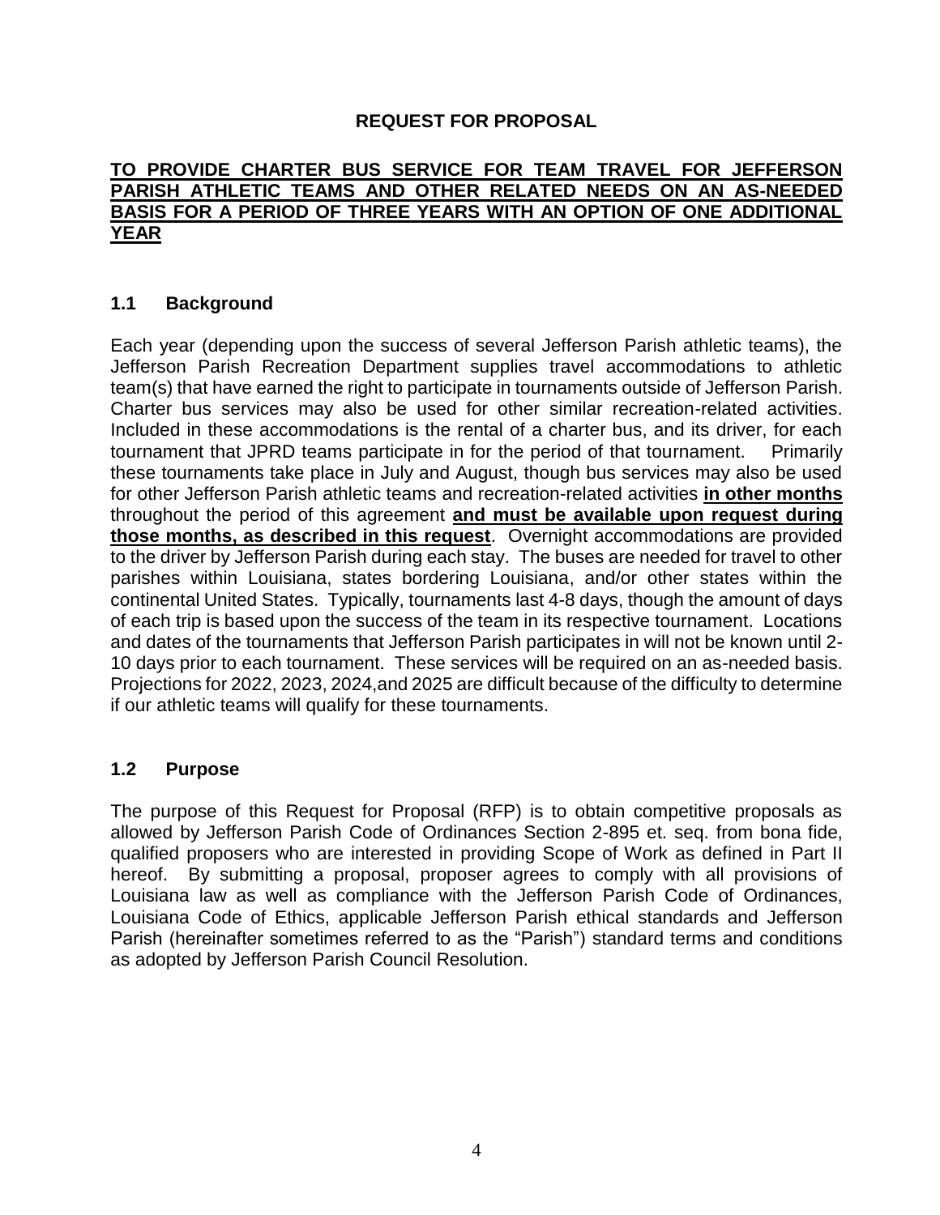# REQUEST FOR PROPOSAL

**TO PROVIDE CHARTER BUS SERVICE FOR TEAM TRAVEL FOR JEFFERSON PARISH ATHLETIC TEAMS AND OTHER RELATED NEEDS ON AN AS-NEEDED BASIS FOR A PERIOD OF THREE YEARS WITH AN OPTION OF ONE ADDITIONAL YEAR**

## 1.1 Background

Each year (depending upon the success of several Jefferson Parish athletic teams), the Jefferson Parish Recreation Department supplies travel accommodations to athletic team(s) that have earned the right to participate in tournaments outside of Jefferson Parish. Charter bus services may also be used for other similar recreation-related activities. Included in these accommodations is the rental of a charter bus, and its driver, for each tournament that JPRD teams participate in for the period of that tournament. Primarily these tournaments take place in July and August, though bus services may also be used for other Jefferson Parish athletic teams and recreation-related activities **in other months** throughout the period of this agreement **and must be available upon request during those months, as described in this request**. Overnight accommodations are provided to the driver by Jefferson Parish during each stay. The buses are needed for travel to other parishes within Louisiana, states bordering Louisiana, and/or other states within the continental United States. Typically, tournaments last 4-8 days, though the amount of days of each trip is based upon the success of the team in its respective tournament. Locations and dates of the tournaments that Jefferson Parish participates in will not be known until 2-10 days prior to each tournament. These services will be required on an as-needed basis. Projections for 2022, 2023, 2024,and 2025 are difficult because of the difficulty to determine if our athletic teams will qualify for these tournaments.

## 1.2 Purpose

The purpose of this Request for Proposal (RFP) is to obtain competitive proposals as allowed by Jefferson Parish Code of Ordinances Section 2-895 et. seq. from bona fide, qualified proposers who are interested in providing Scope of Work as defined in Part II hereof. By submitting a proposal, proposer agrees to comply with all provisions of Louisiana law as well as compliance with the Jefferson Parish Code of Ordinances, Louisiana Code of Ethics, applicable Jefferson Parish ethical standards and Jefferson Parish (hereinafter sometimes referred to as the "Parish") standard terms and conditions as adopted by Jefferson Parish Council Resolution.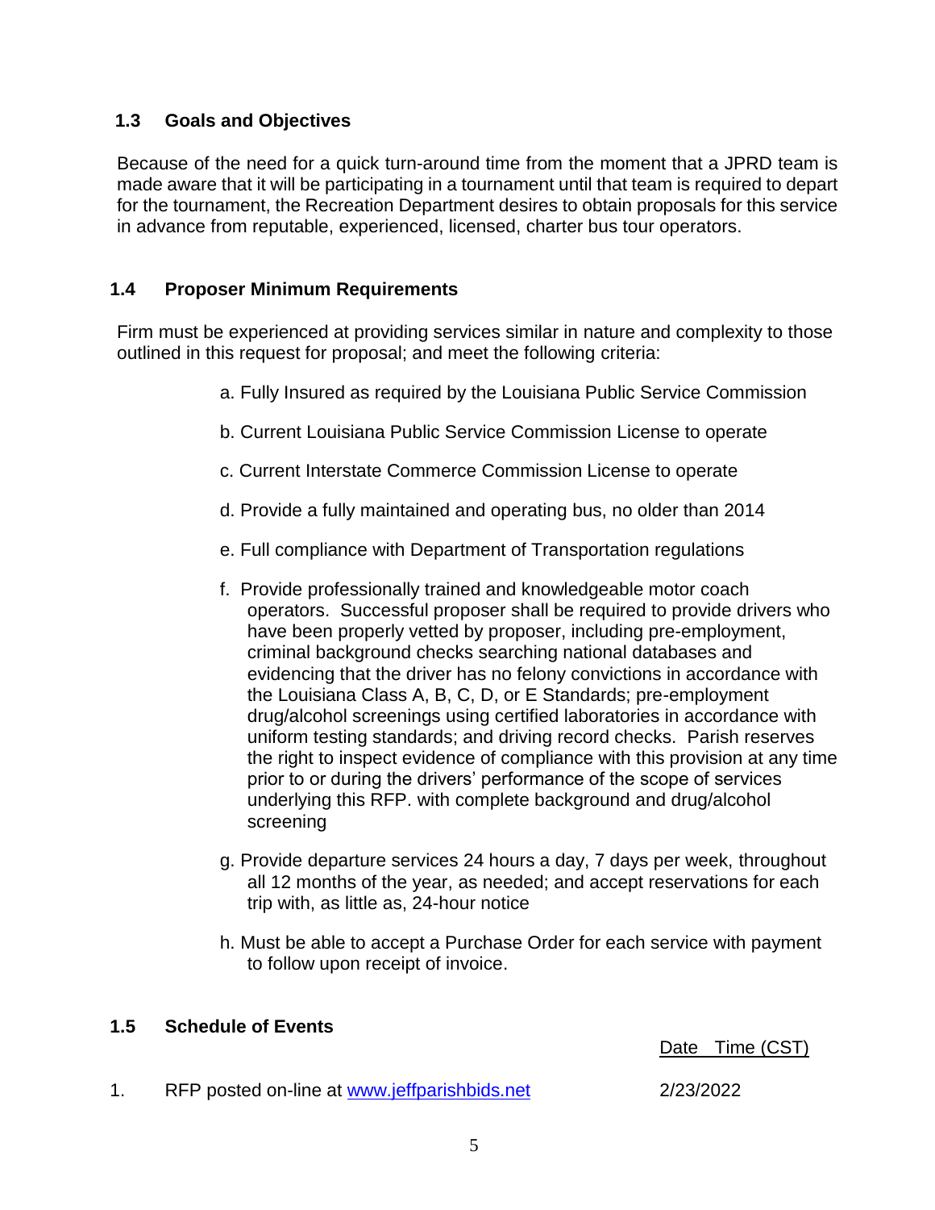## 1.3 Goals and Objectives

Because of the need for a quick turn-around time from the moment that a JPRD team is made aware that it will be participating in a tournament until that team is required to depart for the tournament, the Recreation Department desires to obtain proposals for this service in advance from reputable, experienced, licensed, charter bus tour operators.

## 1.4 Proposer Minimum Requirements

Firm must be experienced at providing services similar in nature and complexity to those outlined in this request for proposal; and meet the following criteria:

a. Fully Insured as required by the Louisiana Public Service Commission

b. Current Louisiana Public Service Commission License to operate

c. Current Interstate Commerce Commission License to operate

d. Provide a fully maintained and operating bus, no older than 2014

e. Full compliance with Department of Transportation regulations

f. Provide professionally trained and knowledgeable motor coach operators. Successful proposer shall be required to provide drivers who have been properly vetted by proposer, including pre-employment, criminal background checks searching national databases and evidencing that the driver has no felony convictions in accordance with the Louisiana Class A, B, C, D, or E Standards; pre-employment drug/alcohol screenings using certified laboratories in accordance with uniform testing standards; and driving record checks. Parish reserves the right to inspect evidence of compliance with this provision at any time prior to or during the drivers' performance of the scope of services underlying this RFP. with complete background and drug/alcohol screening

g. Provide departure services 24 hours a day, 7 days per week, throughout all 12 months of the year, as needed; and accept reservations for each trip with, as little as, 24-hour notice

h. Must be able to accept a Purchase Order for each service with payment to follow upon receipt of invoice.

## 1.5 Schedule of Events

| | | Date Time (CST) |
|---|---|---|
| 1. | RFP posted on-line at www.jeffparishbids.net | 2/23/2022 |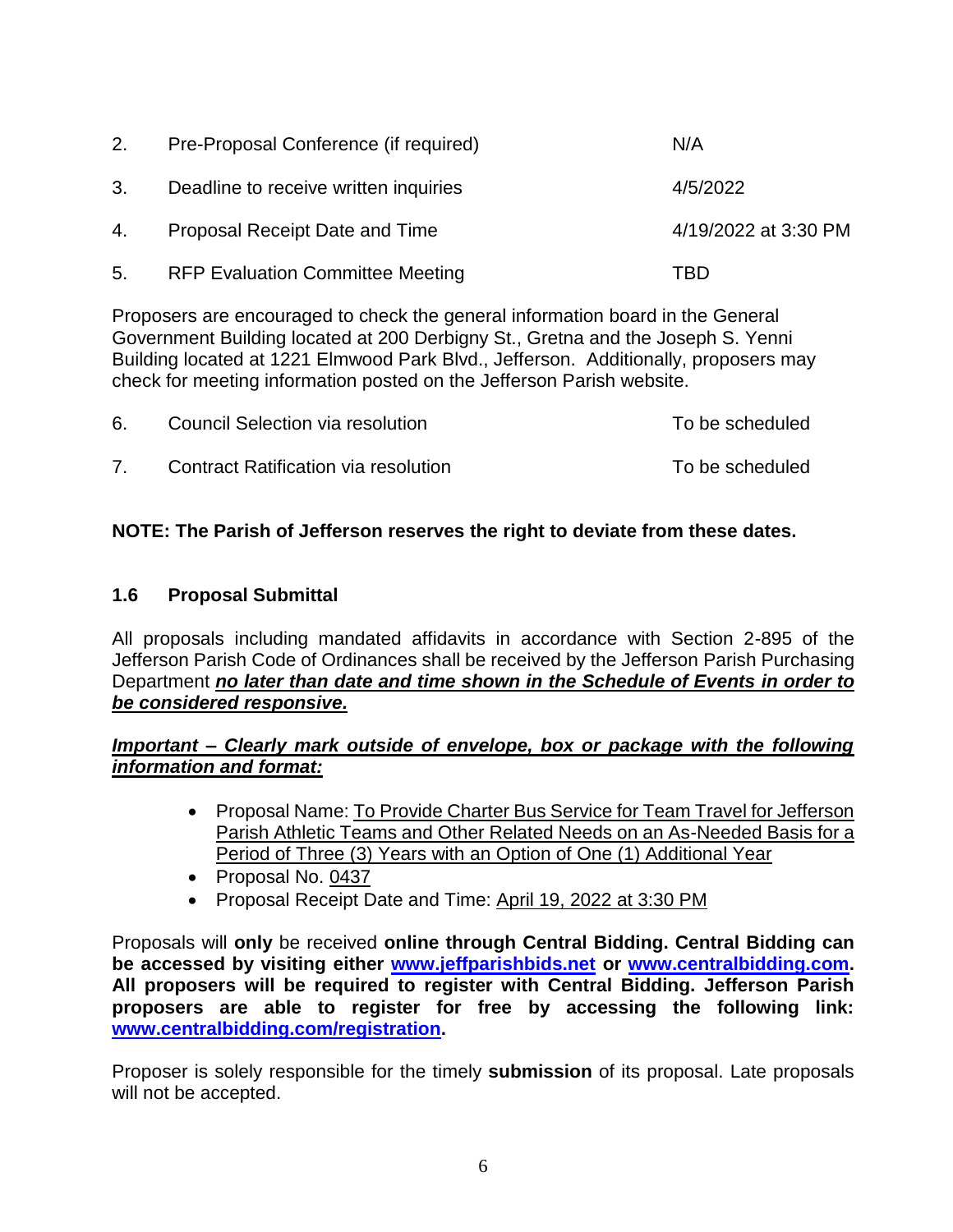| | | |
|---|---|---|
| 2. | Pre-Proposal Conference (if required) | N/A |
| 3. | Deadline to receive written inquiries | 4/5/2022 |
| 4. | Proposal Receipt Date and Time | 4/19/2022 at 3:30 PM |
| 5. | RFP Evaluation Committee Meeting | TBD |

Proposers are encouraged to check the general information board in the General Government Building located at 200 Derbigny St., Gretna and the Joseph S. Yenni Building located at 1221 Elmwood Park Blvd., Jefferson. Additionally, proposers may check for meeting information posted on the Jefferson Parish website.

| | | |
|---|---|---|
| 6. | Council Selection via resolution | To be scheduled |
| 7. | Contract Ratification via resolution | To be scheduled |

**NOTE: The Parish of Jefferson reserves the right to deviate from these dates.**

### 1.6 Proposal Submittal

All proposals including mandated affidavits in accordance with Section 2-895 of the Jefferson Parish Code of Ordinances shall be received by the Jefferson Parish Purchasing Department ***no later than date and time shown in the Schedule of Events in order to be considered responsive.***

***Important – Clearly mark outside of envelope, box or package with the following information and format:***

- Proposal Name: To Provide Charter Bus Service for Team Travel for Jefferson Parish Athletic Teams and Other Related Needs on an As-Needed Basis for a Period of Three (3) Years with an Option of One (1) Additional Year
- Proposal No. 0437
- Proposal Receipt Date and Time: April 19, 2022 at 3:30 PM

Proposals will **only** be received **online through Central Bidding. Central Bidding can be accessed by visiting either [www.jeffparishbids.net](http://www.jeffparishbids.net) or [www.centralbidding.com](http://www.centralbidding.com). All proposers will be required to register with Central Bidding. Jefferson Parish proposers are able to register for free by accessing the following link: [www.centralbidding.com/registration](http://www.centralbidding.com/registration).**

Proposer is solely responsible for the timely **submission** of its proposal. Late proposals will not be accepted.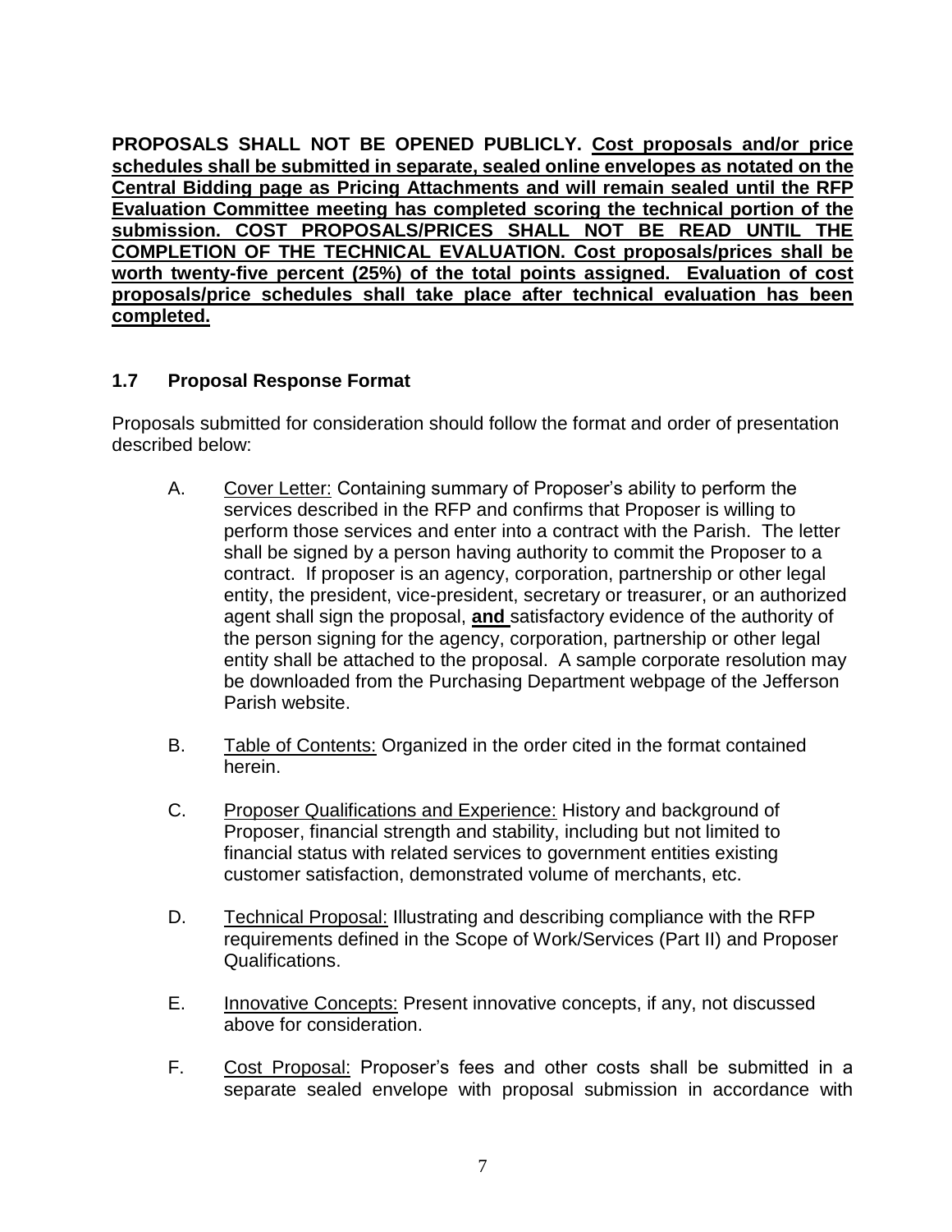**PROPOSALS SHALL NOT BE OPENED PUBLICLY. <u>Cost proposals and/or price schedules shall be submitted in separate, sealed online envelopes as notated on the Central Bidding page as Pricing Attachments and will remain sealed until the RFP Evaluation Committee meeting has completed scoring the technical portion of the submission. COST PROPOSALS/PRICES SHALL NOT BE READ UNTIL THE COMPLETION OF THE TECHNICAL EVALUATION. Cost proposals/prices shall be worth twenty-five percent (25%) of the total points assigned. Evaluation of cost proposals/price schedules shall take place after technical evaluation has been completed.</u>**

### 1.7 Proposal Response Format

Proposals submitted for consideration should follow the format and order of presentation described below:

A. <u>Cover Letter:</u> Containing summary of Proposer's ability to perform the services described in the RFP and confirms that Proposer is willing to perform those services and enter into a contract with the Parish. The letter shall be signed by a person having authority to commit the Proposer to a contract. If proposer is an agency, corporation, partnership or other legal entity, the president, vice-president, secretary or treasurer, or an authorized agent shall sign the proposal, **<u>and</u>** satisfactory evidence of the authority of the person signing for the agency, corporation, partnership or other legal entity shall be attached to the proposal. A sample corporate resolution may be downloaded from the Purchasing Department webpage of the Jefferson Parish website.

B. <u>Table of Contents:</u> Organized in the order cited in the format contained herein.

C. <u>Proposer Qualifications and Experience:</u> History and background of Proposer, financial strength and stability, including but not limited to financial status with related services to government entities existing customer satisfaction, demonstrated volume of merchants, etc.

D. <u>Technical Proposal:</u> Illustrating and describing compliance with the RFP requirements defined in the Scope of Work/Services (Part II) and Proposer Qualifications.

E. <u>Innovative Concepts:</u> Present innovative concepts, if any, not discussed above for consideration.

F. <u>Cost Proposal:</u> Proposer's fees and other costs shall be submitted in a separate sealed envelope with proposal submission in accordance with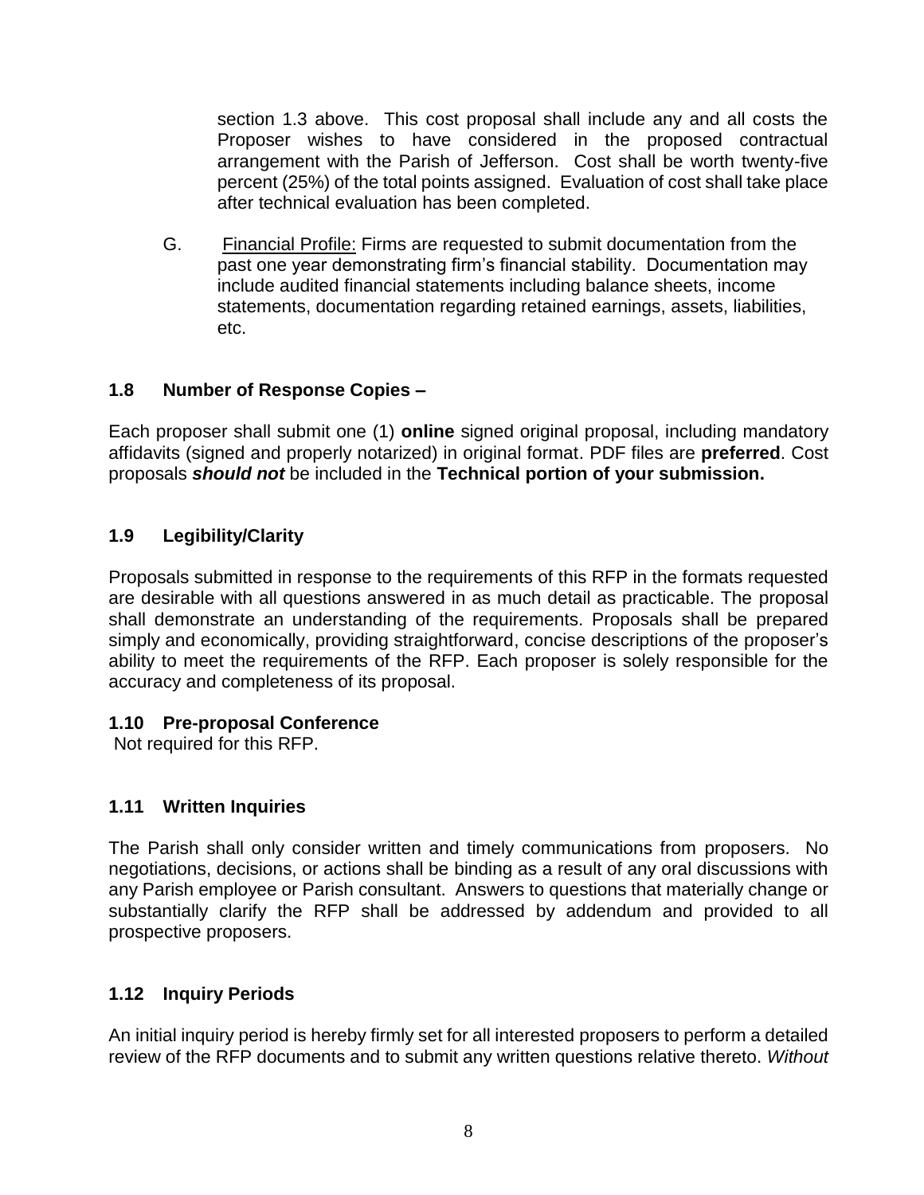section 1.3 above. This cost proposal shall include any and all costs the Proposer wishes to have considered in the proposed contractual arrangement with the Parish of Jefferson. Cost shall be worth twenty-five percent (25%) of the total points assigned. Evaluation of cost shall take place after technical evaluation has been completed.

G. Financial Profile: Firms are requested to submit documentation from the past one year demonstrating firm's financial stability. Documentation may include audited financial statements including balance sheets, income statements, documentation regarding retained earnings, assets, liabilities, etc.

### 1.8 Number of Response Copies –

Each proposer shall submit one (1) **online** signed original proposal, including mandatory affidavits (signed and properly notarized) in original format. PDF files are **preferred**. Cost proposals ***should not*** be included in the **Technical portion of your submission.**

### 1.9 Legibility/Clarity

Proposals submitted in response to the requirements of this RFP in the formats requested are desirable with all questions answered in as much detail as practicable. The proposal shall demonstrate an understanding of the requirements. Proposals shall be prepared simply and economically, providing straightforward, concise descriptions of the proposer's ability to meet the requirements of the RFP. Each proposer is solely responsible for the accuracy and completeness of its proposal.

### 1.10 Pre-proposal Conference

Not required for this RFP.

### 1.11 Written Inquiries

The Parish shall only consider written and timely communications from proposers. No negotiations, decisions, or actions shall be binding as a result of any oral discussions with any Parish employee or Parish consultant. Answers to questions that materially change or substantially clarify the RFP shall be addressed by addendum and provided to all prospective proposers.

### 1.12 Inquiry Periods

An initial inquiry period is hereby firmly set for all interested proposers to perform a detailed review of the RFP documents and to submit any written questions relative thereto. *Without*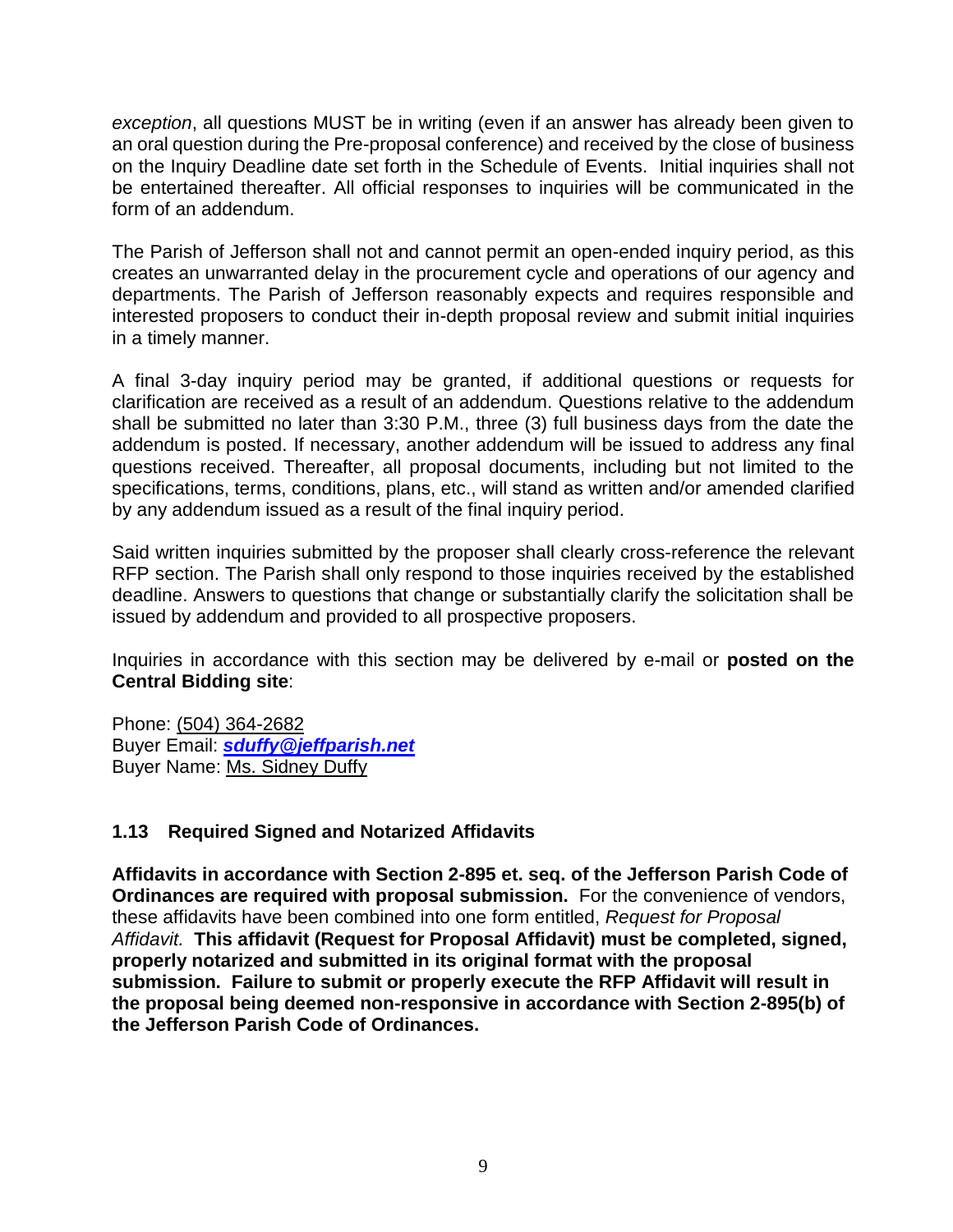*exception*, all questions MUST be in writing (even if an answer has already been given to an oral question during the Pre-proposal conference) and received by the close of business on the Inquiry Deadline date set forth in the Schedule of Events. Initial inquiries shall not be entertained thereafter. All official responses to inquiries will be communicated in the form of an addendum.

The Parish of Jefferson shall not and cannot permit an open-ended inquiry period, as this creates an unwarranted delay in the procurement cycle and operations of our agency and departments. The Parish of Jefferson reasonably expects and requires responsible and interested proposers to conduct their in-depth proposal review and submit initial inquiries in a timely manner.

A final 3-day inquiry period may be granted, if additional questions or requests for clarification are received as a result of an addendum. Questions relative to the addendum shall be submitted no later than 3:30 P.M., three (3) full business days from the date the addendum is posted. If necessary, another addendum will be issued to address any final questions received. Thereafter, all proposal documents, including but not limited to the specifications, terms, conditions, plans, etc., will stand as written and/or amended clarified by any addendum issued as a result of the final inquiry period.

Said written inquiries submitted by the proposer shall clearly cross-reference the relevant RFP section. The Parish shall only respond to those inquiries received by the established deadline. Answers to questions that change or substantially clarify the solicitation shall be issued by addendum and provided to all prospective proposers.

Inquiries in accordance with this section may be delivered by e-mail or **posted on the Central Bidding site**:

Phone: (504) 364-2682
Buyer Email: ***sduffy@jeffparish.net***
Buyer Name: Ms. Sidney Duffy

### 1.13 Required Signed and Notarized Affidavits

**Affidavits in accordance with Section 2-895 et. seq. of the Jefferson Parish Code of Ordinances are required with proposal submission.** For the convenience of vendors, these affidavits have been combined into one form entitled, *Request for Proposal Affidavit.* **This affidavit (Request for Proposal Affidavit) must be completed, signed, properly notarized and submitted in its original format with the proposal submission. Failure to submit or properly execute the RFP Affidavit will result in the proposal being deemed non-responsive in accordance with Section 2-895(b) of the Jefferson Parish Code of Ordinances.**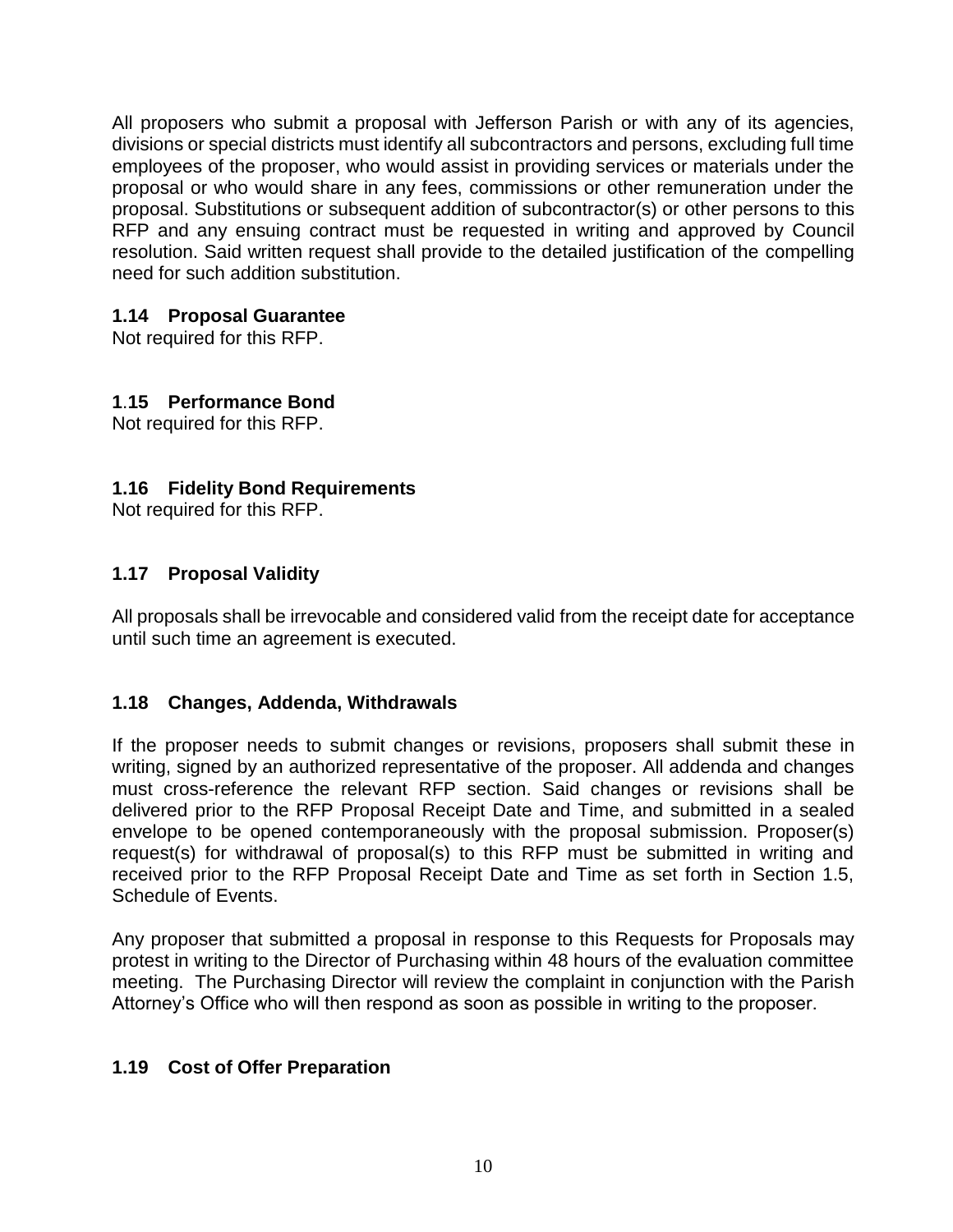All proposers who submit a proposal with Jefferson Parish or with any of its agencies, divisions or special districts must identify all subcontractors and persons, excluding full time employees of the proposer, who would assist in providing services or materials under the proposal or who would share in any fees, commissions or other remuneration under the proposal. Substitutions or subsequent addition of subcontractor(s) or other persons to this RFP and any ensuing contract must be requested in writing and approved by Council resolution. Said written request shall provide to the detailed justification of the compelling need for such addition substitution.

### 1.14 Proposal Guarantee

Not required for this RFP.

### 1.15 Performance Bond

Not required for this RFP.

### 1.16 Fidelity Bond Requirements

Not required for this RFP.

### 1.17 Proposal Validity

All proposals shall be irrevocable and considered valid from the receipt date for acceptance until such time an agreement is executed.

### 1.18 Changes, Addenda, Withdrawals

If the proposer needs to submit changes or revisions, proposers shall submit these in writing, signed by an authorized representative of the proposer. All addenda and changes must cross-reference the relevant RFP section. Said changes or revisions shall be delivered prior to the RFP Proposal Receipt Date and Time, and submitted in a sealed envelope to be opened contemporaneously with the proposal submission. Proposer(s) request(s) for withdrawal of proposal(s) to this RFP must be submitted in writing and received prior to the RFP Proposal Receipt Date and Time as set forth in Section 1.5, Schedule of Events.

Any proposer that submitted a proposal in response to this Requests for Proposals may protest in writing to the Director of Purchasing within 48 hours of the evaluation committee meeting. The Purchasing Director will review the complaint in conjunction with the Parish Attorney's Office who will then respond as soon as possible in writing to the proposer.

### 1.19 Cost of Offer Preparation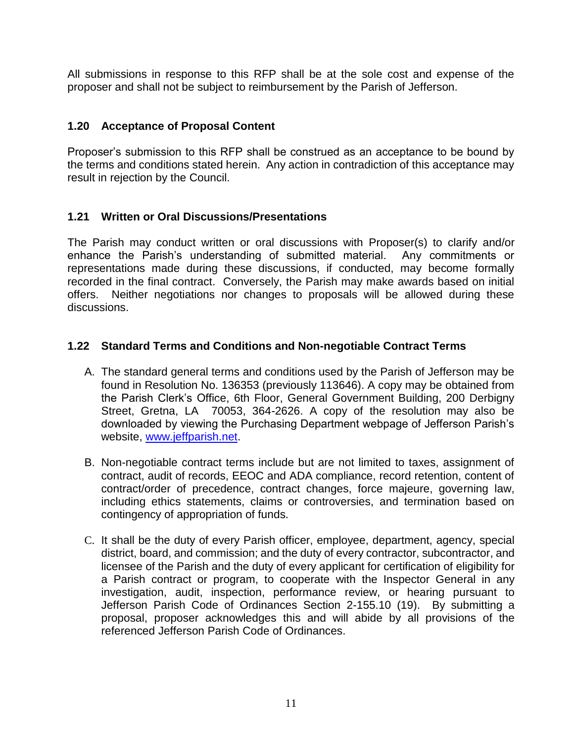All submissions in response to this RFP shall be at the sole cost and expense of the proposer and shall not be subject to reimbursement by the Parish of Jefferson.

### 1.20 Acceptance of Proposal Content

Proposer's submission to this RFP shall be construed as an acceptance to be bound by the terms and conditions stated herein. Any action in contradiction of this acceptance may result in rejection by the Council.

### 1.21 Written or Oral Discussions/Presentations

The Parish may conduct written or oral discussions with Proposer(s) to clarify and/or enhance the Parish's understanding of submitted material. Any commitments or representations made during these discussions, if conducted, may become formally recorded in the final contract. Conversely, the Parish may make awards based on initial offers. Neither negotiations nor changes to proposals will be allowed during these discussions.

### 1.22 Standard Terms and Conditions and Non-negotiable Contract Terms

A. The standard general terms and conditions used by the Parish of Jefferson may be found in Resolution No. 136353 (previously 113646). A copy may be obtained from the Parish Clerk's Office, 6th Floor, General Government Building, 200 Derbigny Street, Gretna, LA 70053, 364-2626. A copy of the resolution may also be downloaded by viewing the Purchasing Department webpage of Jefferson Parish's website, [www.jeffparish.net](http://www.jeffparish.net).

B. Non-negotiable contract terms include but are not limited to taxes, assignment of contract, audit of records, EEOC and ADA compliance, record retention, content of contract/order of precedence, contract changes, force majeure, governing law, including ethics statements, claims or controversies, and termination based on contingency of appropriation of funds.

C. It shall be the duty of every Parish officer, employee, department, agency, special district, board, and commission; and the duty of every contractor, subcontractor, and licensee of the Parish and the duty of every applicant for certification of eligibility for a Parish contract or program, to cooperate with the Inspector General in any investigation, audit, inspection, performance review, or hearing pursuant to Jefferson Parish Code of Ordinances Section 2-155.10 (19). By submitting a proposal, proposer acknowledges this and will abide by all provisions of the referenced Jefferson Parish Code of Ordinances.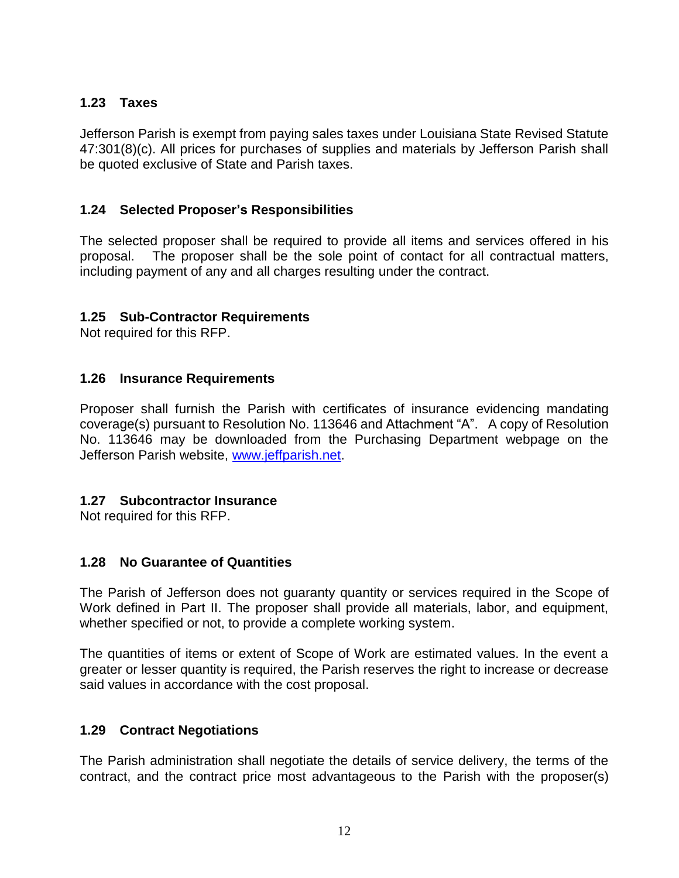### 1.23 Taxes

Jefferson Parish is exempt from paying sales taxes under Louisiana State Revised Statute 47:301(8)(c). All prices for purchases of supplies and materials by Jefferson Parish shall be quoted exclusive of State and Parish taxes.

### 1.24 Selected Proposer's Responsibilities

The selected proposer shall be required to provide all items and services offered in his proposal. The proposer shall be the sole point of contact for all contractual matters, including payment of any and all charges resulting under the contract.

### 1.25 Sub-Contractor Requirements

Not required for this RFP.

### 1.26 Insurance Requirements

Proposer shall furnish the Parish with certificates of insurance evidencing mandating coverage(s) pursuant to Resolution No. 113646 and Attachment "A". A copy of Resolution No. 113646 may be downloaded from the Purchasing Department webpage on the Jefferson Parish website, [www.jeffparish.net](http://www.jeffparish.net).

### 1.27 Subcontractor Insurance

Not required for this RFP.

### 1.28 No Guarantee of Quantities

The Parish of Jefferson does not guaranty quantity or services required in the Scope of Work defined in Part II. The proposer shall provide all materials, labor, and equipment, whether specified or not, to provide a complete working system.

The quantities of items or extent of Scope of Work are estimated values. In the event a greater or lesser quantity is required, the Parish reserves the right to increase or decrease said values in accordance with the cost proposal.

### 1.29 Contract Negotiations

The Parish administration shall negotiate the details of service delivery, the terms of the contract, and the contract price most advantageous to the Parish with the proposer(s)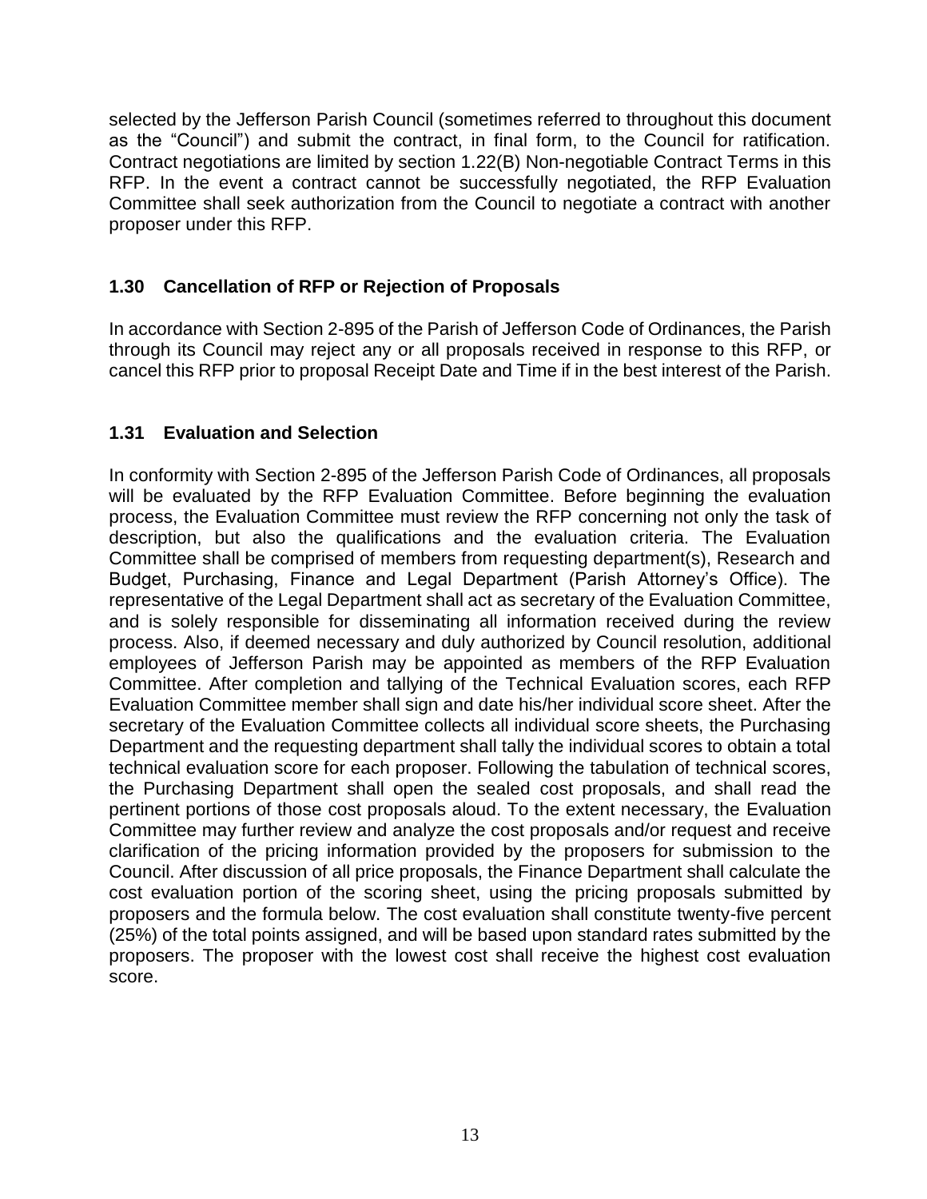selected by the Jefferson Parish Council (sometimes referred to throughout this document as the "Council") and submit the contract, in final form, to the Council for ratification. Contract negotiations are limited by section 1.22(B) Non-negotiable Contract Terms in this RFP. In the event a contract cannot be successfully negotiated, the RFP Evaluation Committee shall seek authorization from the Council to negotiate a contract with another proposer under this RFP.

### 1.30 Cancellation of RFP or Rejection of Proposals

In accordance with Section 2-895 of the Parish of Jefferson Code of Ordinances, the Parish through its Council may reject any or all proposals received in response to this RFP, or cancel this RFP prior to proposal Receipt Date and Time if in the best interest of the Parish.

### 1.31 Evaluation and Selection

In conformity with Section 2-895 of the Jefferson Parish Code of Ordinances, all proposals will be evaluated by the RFP Evaluation Committee. Before beginning the evaluation process, the Evaluation Committee must review the RFP concerning not only the task of description, but also the qualifications and the evaluation criteria. The Evaluation Committee shall be comprised of members from requesting department(s), Research and Budget, Purchasing, Finance and Legal Department (Parish Attorney's Office). The representative of the Legal Department shall act as secretary of the Evaluation Committee, and is solely responsible for disseminating all information received during the review process. Also, if deemed necessary and duly authorized by Council resolution, additional employees of Jefferson Parish may be appointed as members of the RFP Evaluation Committee. After completion and tallying of the Technical Evaluation scores, each RFP Evaluation Committee member shall sign and date his/her individual score sheet. After the secretary of the Evaluation Committee collects all individual score sheets, the Purchasing Department and the requesting department shall tally the individual scores to obtain a total technical evaluation score for each proposer. Following the tabulation of technical scores, the Purchasing Department shall open the sealed cost proposals, and shall read the pertinent portions of those cost proposals aloud. To the extent necessary, the Evaluation Committee may further review and analyze the cost proposals and/or request and receive clarification of the pricing information provided by the proposers for submission to the Council. After discussion of all price proposals, the Finance Department shall calculate the cost evaluation portion of the scoring sheet, using the pricing proposals submitted by proposers and the formula below. The cost evaluation shall constitute twenty-five percent (25%) of the total points assigned, and will be based upon standard rates submitted by the proposers. The proposer with the lowest cost shall receive the highest cost evaluation score.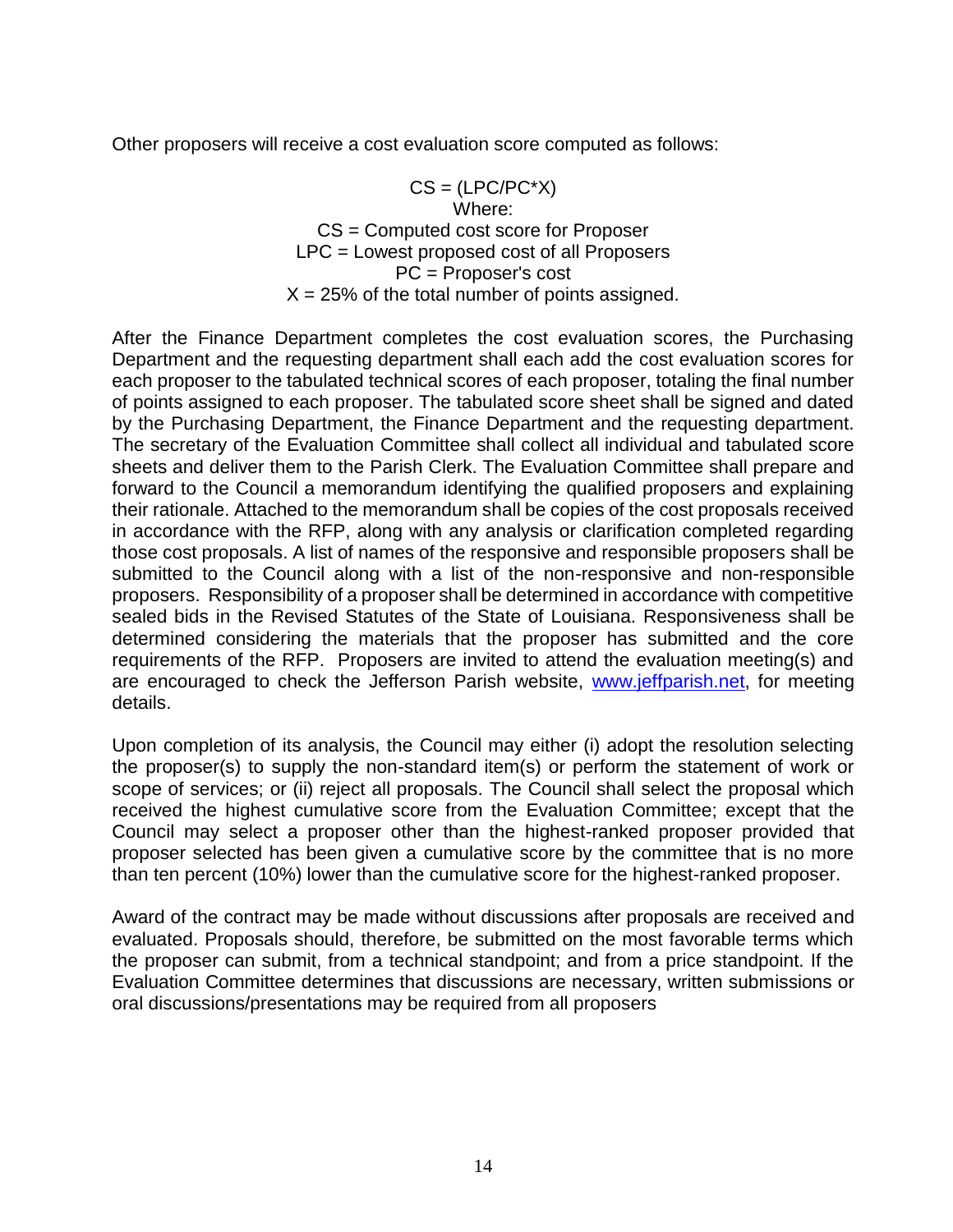Other proposers will receive a cost evaluation score computed as follows:

$$CS = (LPC/PC*X)$$

Where:

CS = Computed cost score for Proposer

LPC = Lowest proposed cost of all Proposers

PC = Proposer's cost

X = 25% of the total number of points assigned.

After the Finance Department completes the cost evaluation scores, the Purchasing Department and the requesting department shall each add the cost evaluation scores for each proposer to the tabulated technical scores of each proposer, totaling the final number of points assigned to each proposer. The tabulated score sheet shall be signed and dated by the Purchasing Department, the Finance Department and the requesting department. The secretary of the Evaluation Committee shall collect all individual and tabulated score sheets and deliver them to the Parish Clerk. The Evaluation Committee shall prepare and forward to the Council a memorandum identifying the qualified proposers and explaining their rationale. Attached to the memorandum shall be copies of the cost proposals received in accordance with the RFP, along with any analysis or clarification completed regarding those cost proposals. A list of names of the responsive and responsible proposers shall be submitted to the Council along with a list of the non-responsive and non-responsible proposers. Responsibility of a proposer shall be determined in accordance with competitive sealed bids in the Revised Statutes of the State of Louisiana. Responsiveness shall be determined considering the materials that the proposer has submitted and the core requirements of the RFP. Proposers are invited to attend the evaluation meeting(s) and are encouraged to check the Jefferson Parish website, www.jeffparish.net, for meeting details.

Upon completion of its analysis, the Council may either (i) adopt the resolution selecting the proposer(s) to supply the non-standard item(s) or perform the statement of work or scope of services; or (ii) reject all proposals. The Council shall select the proposal which received the highest cumulative score from the Evaluation Committee; except that the Council may select a proposer other than the highest-ranked proposer provided that proposer selected has been given a cumulative score by the committee that is no more than ten percent (10%) lower than the cumulative score for the highest-ranked proposer.

Award of the contract may be made without discussions after proposals are received and evaluated. Proposals should, therefore, be submitted on the most favorable terms which the proposer can submit, from a technical standpoint; and from a price standpoint. If the Evaluation Committee determines that discussions are necessary, written submissions or oral discussions/presentations may be required from all proposers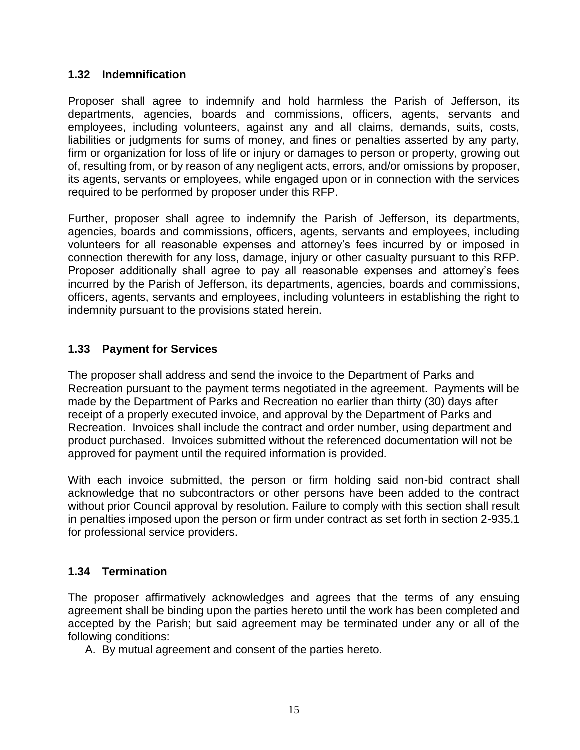### 1.32 Indemnification

Proposer shall agree to indemnify and hold harmless the Parish of Jefferson, its departments, agencies, boards and commissions, officers, agents, servants and employees, including volunteers, against any and all claims, demands, suits, costs, liabilities or judgments for sums of money, and fines or penalties asserted by any party, firm or organization for loss of life or injury or damages to person or property, growing out of, resulting from, or by reason of any negligent acts, errors, and/or omissions by proposer, its agents, servants or employees, while engaged upon or in connection with the services required to be performed by proposer under this RFP.

Further, proposer shall agree to indemnify the Parish of Jefferson, its departments, agencies, boards and commissions, officers, agents, servants and employees, including volunteers for all reasonable expenses and attorney's fees incurred by or imposed in connection therewith for any loss, damage, injury or other casualty pursuant to this RFP. Proposer additionally shall agree to pay all reasonable expenses and attorney's fees incurred by the Parish of Jefferson, its departments, agencies, boards and commissions, officers, agents, servants and employees, including volunteers in establishing the right to indemnity pursuant to the provisions stated herein.

### 1.33 Payment for Services

The proposer shall address and send the invoice to the Department of Parks and Recreation pursuant to the payment terms negotiated in the agreement. Payments will be made by the Department of Parks and Recreation no earlier than thirty (30) days after receipt of a properly executed invoice, and approval by the Department of Parks and Recreation. Invoices shall include the contract and order number, using department and product purchased. Invoices submitted without the referenced documentation will not be approved for payment until the required information is provided.

With each invoice submitted, the person or firm holding said non-bid contract shall acknowledge that no subcontractors or other persons have been added to the contract without prior Council approval by resolution. Failure to comply with this section shall result in penalties imposed upon the person or firm under contract as set forth in section 2-935.1 for professional service providers.

### 1.34 Termination

The proposer affirmatively acknowledges and agrees that the terms of any ensuing agreement shall be binding upon the parties hereto until the work has been completed and accepted by the Parish; but said agreement may be terminated under any or all of the following conditions:

A. By mutual agreement and consent of the parties hereto.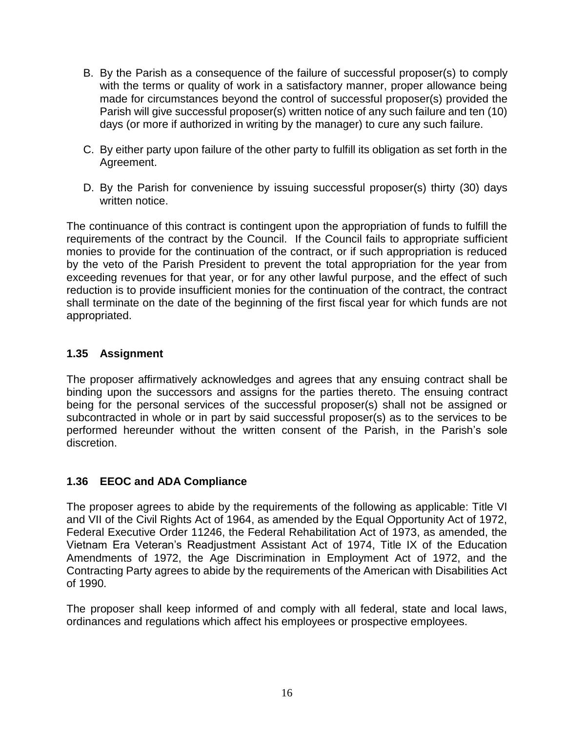B. By the Parish as a consequence of the failure of successful proposer(s) to comply with the terms or quality of work in a satisfactory manner, proper allowance being made for circumstances beyond the control of successful proposer(s) provided the Parish will give successful proposer(s) written notice of any such failure and ten (10) days (or more if authorized in writing by the manager) to cure any such failure.

C. By either party upon failure of the other party to fulfill its obligation as set forth in the Agreement.

D. By the Parish for convenience by issuing successful proposer(s) thirty (30) days written notice.

The continuance of this contract is contingent upon the appropriation of funds to fulfill the requirements of the contract by the Council. If the Council fails to appropriate sufficient monies to provide for the continuation of the contract, or if such appropriation is reduced by the veto of the Parish President to prevent the total appropriation for the year from exceeding revenues for that year, or for any other lawful purpose, and the effect of such reduction is to provide insufficient monies for the continuation of the contract, the contract shall terminate on the date of the beginning of the first fiscal year for which funds are not appropriated.

### 1.35 Assignment

The proposer affirmatively acknowledges and agrees that any ensuing contract shall be binding upon the successors and assigns for the parties thereto. The ensuing contract being for the personal services of the successful proposer(s) shall not be assigned or subcontracted in whole or in part by said successful proposer(s) as to the services to be performed hereunder without the written consent of the Parish, in the Parish's sole discretion.

### 1.36 EEOC and ADA Compliance

The proposer agrees to abide by the requirements of the following as applicable: Title VI and VII of the Civil Rights Act of 1964, as amended by the Equal Opportunity Act of 1972, Federal Executive Order 11246, the Federal Rehabilitation Act of 1973, as amended, the Vietnam Era Veteran's Readjustment Assistant Act of 1974, Title IX of the Education Amendments of 1972, the Age Discrimination in Employment Act of 1972, and the Contracting Party agrees to abide by the requirements of the American with Disabilities Act of 1990.

The proposer shall keep informed of and comply with all federal, state and local laws, ordinances and regulations which affect his employees or prospective employees.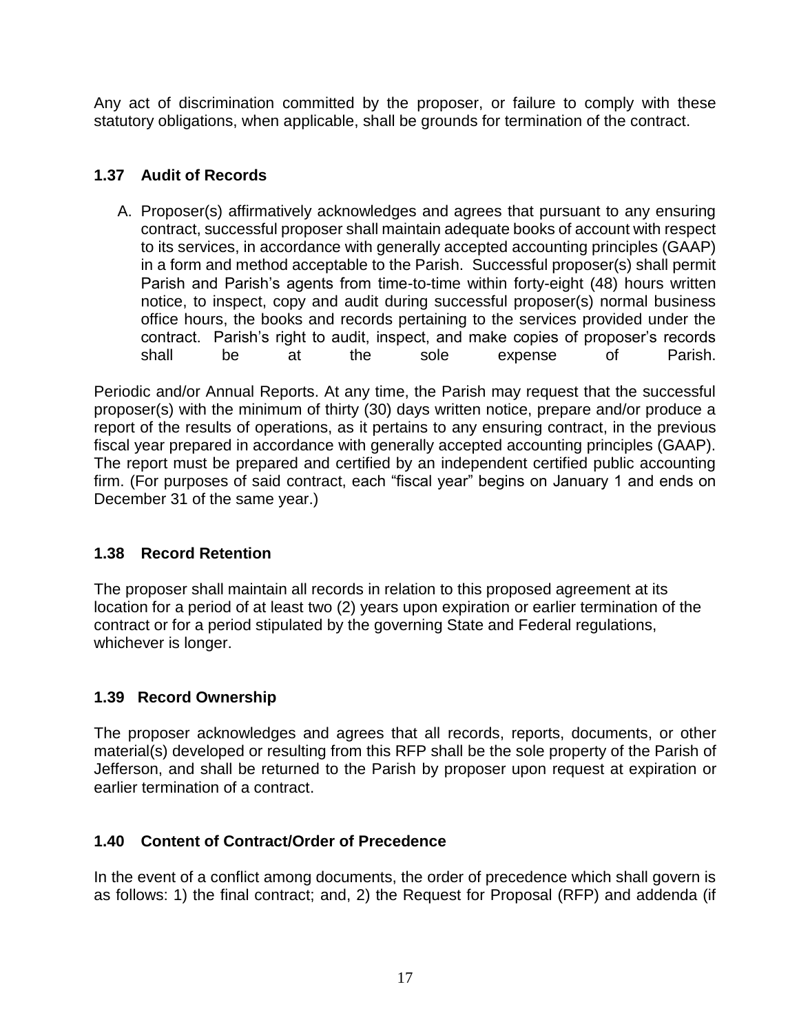Any act of discrimination committed by the proposer, or failure to comply with these statutory obligations, when applicable, shall be grounds for termination of the contract.

### 1.37 Audit of Records

A. Proposer(s) affirmatively acknowledges and agrees that pursuant to any ensuring contract, successful proposer shall maintain adequate books of account with respect to its services, in accordance with generally accepted accounting principles (GAAP) in a form and method acceptable to the Parish. Successful proposer(s) shall permit Parish and Parish's agents from time-to-time within forty-eight (48) hours written notice, to inspect, copy and audit during successful proposer(s) normal business office hours, the books and records pertaining to the services provided under the contract. Parish's right to audit, inspect, and make copies of proposer's records shall be at the sole expense of Parish.

Periodic and/or Annual Reports. At any time, the Parish may request that the successful proposer(s) with the minimum of thirty (30) days written notice, prepare and/or produce a report of the results of operations, as it pertains to any ensuring contract, in the previous fiscal year prepared in accordance with generally accepted accounting principles (GAAP). The report must be prepared and certified by an independent certified public accounting firm. (For purposes of said contract, each "fiscal year" begins on January 1 and ends on December 31 of the same year.)

### 1.38 Record Retention

The proposer shall maintain all records in relation to this proposed agreement at its location for a period of at least two (2) years upon expiration or earlier termination of the contract or for a period stipulated by the governing State and Federal regulations, whichever is longer.

### 1.39 Record Ownership

The proposer acknowledges and agrees that all records, reports, documents, or other material(s) developed or resulting from this RFP shall be the sole property of the Parish of Jefferson, and shall be returned to the Parish by proposer upon request at expiration or earlier termination of a contract.

### 1.40 Content of Contract/Order of Precedence

In the event of a conflict among documents, the order of precedence which shall govern is as follows: 1) the final contract; and, 2) the Request for Proposal (RFP) and addenda (if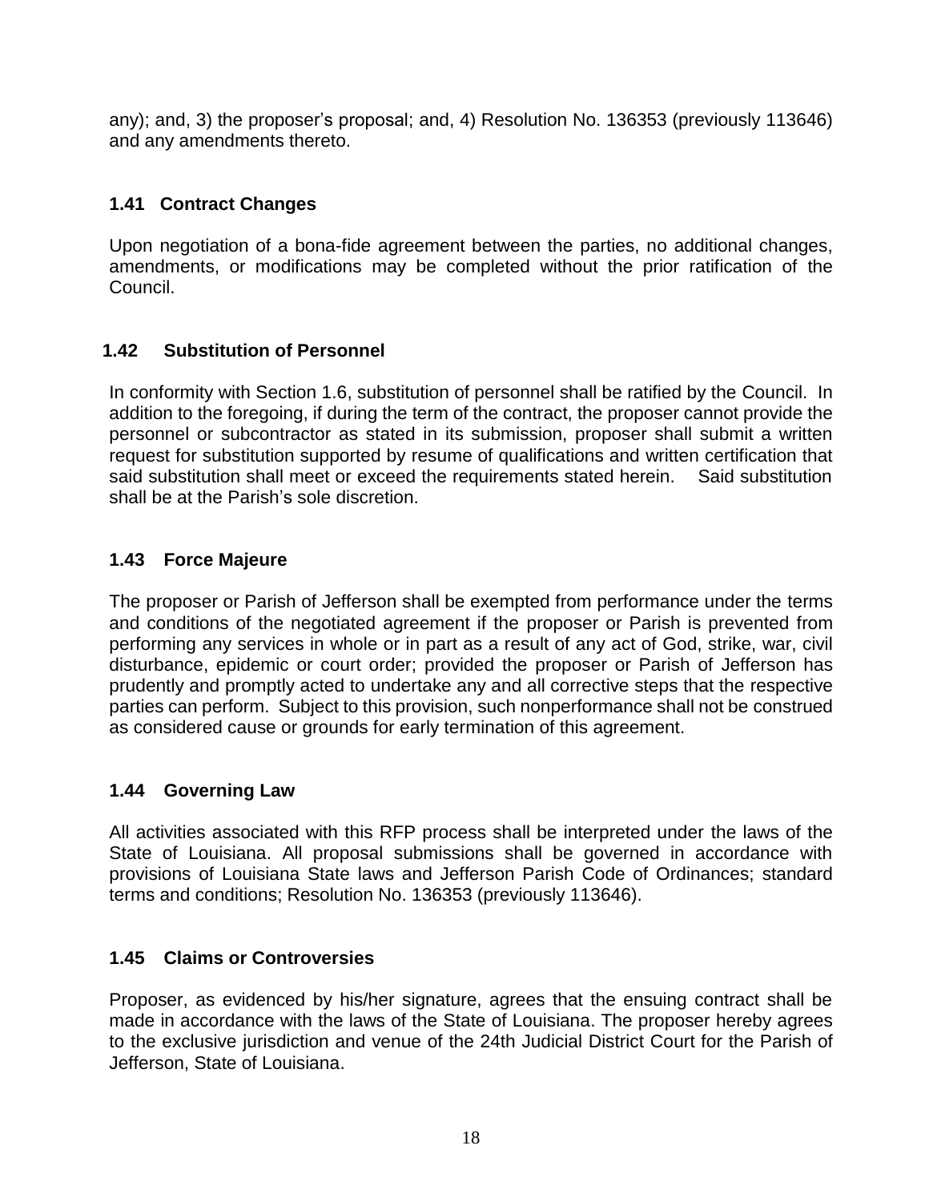any); and, 3) the proposer's proposal; and, 4) Resolution No. 136353 (previously 113646) and any amendments thereto.

### 1.41 Contract Changes

Upon negotiation of a bona-fide agreement between the parties, no additional changes, amendments, or modifications may be completed without the prior ratification of the Council.

### 1.42 Substitution of Personnel

In conformity with Section 1.6, substitution of personnel shall be ratified by the Council. In addition to the foregoing, if during the term of the contract, the proposer cannot provide the personnel or subcontractor as stated in its submission, proposer shall submit a written request for substitution supported by resume of qualifications and written certification that said substitution shall meet or exceed the requirements stated herein. Said substitution shall be at the Parish's sole discretion.

### 1.43 Force Majeure

The proposer or Parish of Jefferson shall be exempted from performance under the terms and conditions of the negotiated agreement if the proposer or Parish is prevented from performing any services in whole or in part as a result of any act of God, strike, war, civil disturbance, epidemic or court order; provided the proposer or Parish of Jefferson has prudently and promptly acted to undertake any and all corrective steps that the respective parties can perform. Subject to this provision, such nonperformance shall not be construed as considered cause or grounds for early termination of this agreement.

### 1.44 Governing Law

All activities associated with this RFP process shall be interpreted under the laws of the State of Louisiana. All proposal submissions shall be governed in accordance with provisions of Louisiana State laws and Jefferson Parish Code of Ordinances; standard terms and conditions; Resolution No. 136353 (previously 113646).

### 1.45 Claims or Controversies

Proposer, as evidenced by his/her signature, agrees that the ensuing contract shall be made in accordance with the laws of the State of Louisiana. The proposer hereby agrees to the exclusive jurisdiction and venue of the 24th Judicial District Court for the Parish of Jefferson, State of Louisiana.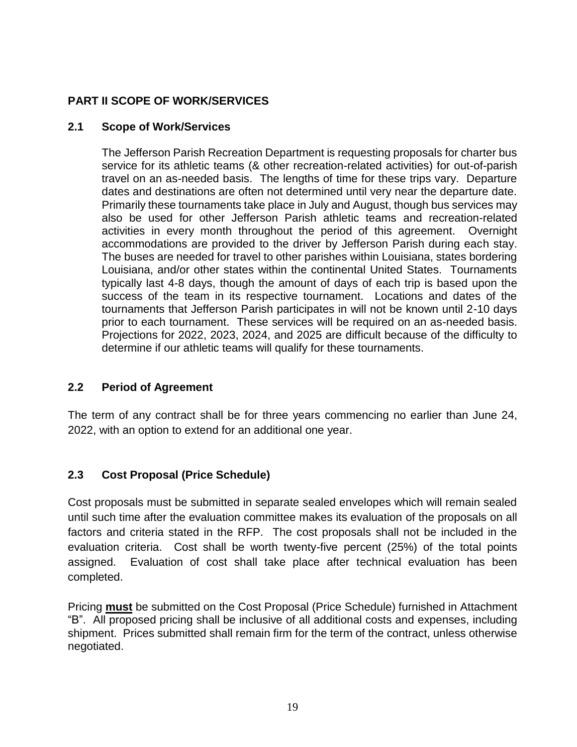## PART II SCOPE OF WORK/SERVICES

### 2.1 Scope of Work/Services

The Jefferson Parish Recreation Department is requesting proposals for charter bus service for its athletic teams (& other recreation-related activities) for out-of-parish travel on an as-needed basis. The lengths of time for these trips vary. Departure dates and destinations are often not determined until very near the departure date. Primarily these tournaments take place in July and August, though bus services may also be used for other Jefferson Parish athletic teams and recreation-related activities in every month throughout the period of this agreement. Overnight accommodations are provided to the driver by Jefferson Parish during each stay. The buses are needed for travel to other parishes within Louisiana, states bordering Louisiana, and/or other states within the continental United States. Tournaments typically last 4-8 days, though the amount of days of each trip is based upon the success of the team in its respective tournament. Locations and dates of the tournaments that Jefferson Parish participates in will not be known until 2-10 days prior to each tournament. These services will be required on an as-needed basis. Projections for 2022, 2023, 2024, and 2025 are difficult because of the difficulty to determine if our athletic teams will qualify for these tournaments.

### 2.2 Period of Agreement

The term of any contract shall be for three years commencing no earlier than June 24, 2022, with an option to extend for an additional one year.

### 2.3 Cost Proposal (Price Schedule)

Cost proposals must be submitted in separate sealed envelopes which will remain sealed until such time after the evaluation committee makes its evaluation of the proposals on all factors and criteria stated in the RFP. The cost proposals shall not be included in the evaluation criteria. Cost shall be worth twenty-five percent (25%) of the total points assigned. Evaluation of cost shall take place after technical evaluation has been completed.

Pricing **must** be submitted on the Cost Proposal (Price Schedule) furnished in Attachment "B". All proposed pricing shall be inclusive of all additional costs and expenses, including shipment. Prices submitted shall remain firm for the term of the contract, unless otherwise negotiated.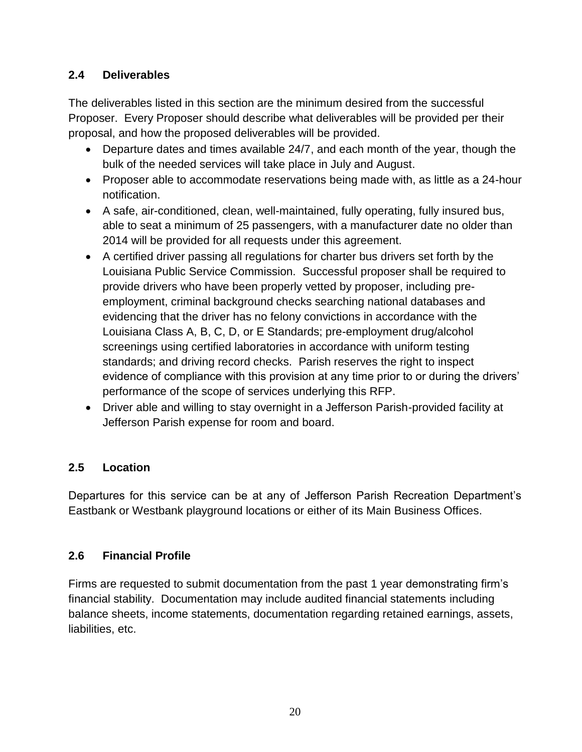## 2.4 Deliverables

The deliverables listed in this section are the minimum desired from the successful Proposer. Every Proposer should describe what deliverables will be provided per their proposal, and how the proposed deliverables will be provided.

- Departure dates and times available 24/7, and each month of the year, though the bulk of the needed services will take place in July and August.
- Proposer able to accommodate reservations being made with, as little as a 24-hour notification.
- A safe, air-conditioned, clean, well-maintained, fully operating, fully insured bus, able to seat a minimum of 25 passengers, with a manufacturer date no older than 2014 will be provided for all requests under this agreement.
- A certified driver passing all regulations for charter bus drivers set forth by the Louisiana Public Service Commission. Successful proposer shall be required to provide drivers who have been properly vetted by proposer, including pre-employment, criminal background checks searching national databases and evidencing that the driver has no felony convictions in accordance with the Louisiana Class A, B, C, D, or E Standards; pre-employment drug/alcohol screenings using certified laboratories in accordance with uniform testing standards; and driving record checks. Parish reserves the right to inspect evidence of compliance with this provision at any time prior to or during the drivers' performance of the scope of services underlying this RFP.
- Driver able and willing to stay overnight in a Jefferson Parish-provided facility at Jefferson Parish expense for room and board.

## 2.5 Location

Departures for this service can be at any of Jefferson Parish Recreation Department's Eastbank or Westbank playground locations or either of its Main Business Offices.

## 2.6 Financial Profile

Firms are requested to submit documentation from the past 1 year demonstrating firm's financial stability. Documentation may include audited financial statements including balance sheets, income statements, documentation regarding retained earnings, assets, liabilities, etc.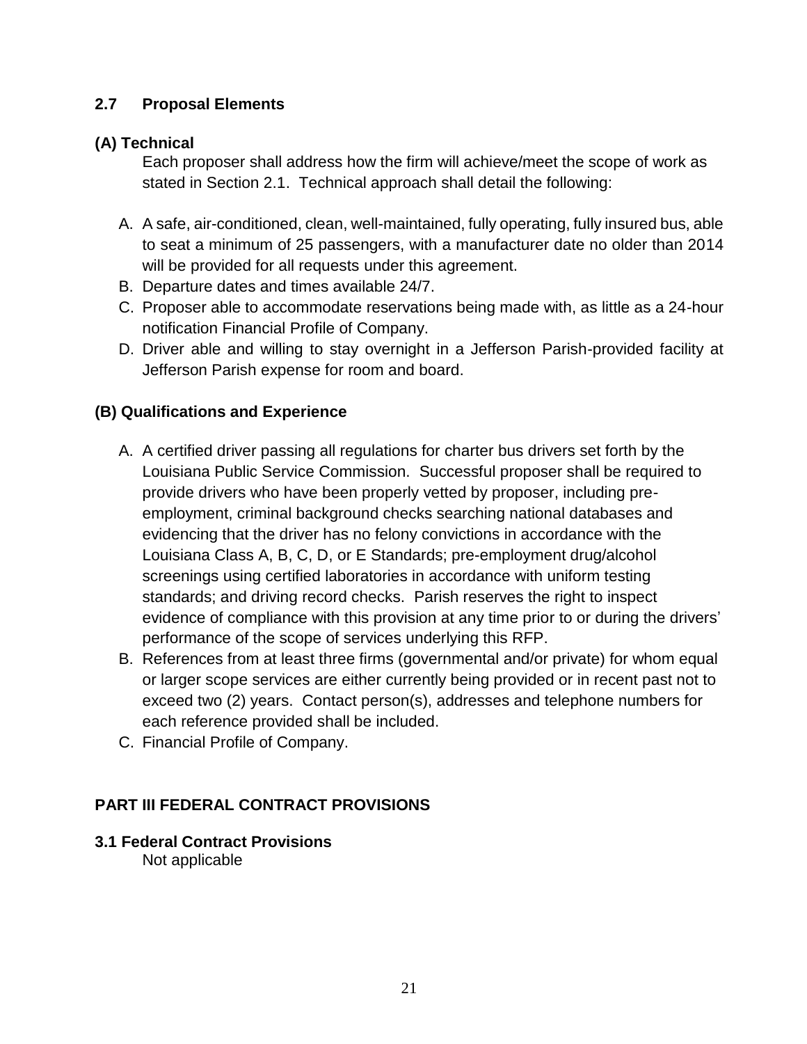## 2.7 Proposal Elements

### (A) Technical

Each proposer shall address how the firm will achieve/meet the scope of work as stated in Section 2.1. Technical approach shall detail the following:

A. A safe, air-conditioned, clean, well-maintained, fully operating, fully insured bus, able to seat a minimum of 25 passengers, with a manufacturer date no older than 2014 will be provided for all requests under this agreement.
B. Departure dates and times available 24/7.
C. Proposer able to accommodate reservations being made with, as little as a 24-hour notification Financial Profile of Company.
D. Driver able and willing to stay overnight in a Jefferson Parish-provided facility at Jefferson Parish expense for room and board.

### (B) Qualifications and Experience

A. A certified driver passing all regulations for charter bus drivers set forth by the Louisiana Public Service Commission. Successful proposer shall be required to provide drivers who have been properly vetted by proposer, including pre-employment, criminal background checks searching national databases and evidencing that the driver has no felony convictions in accordance with the Louisiana Class A, B, C, D, or E Standards; pre-employment drug/alcohol screenings using certified laboratories in accordance with uniform testing standards; and driving record checks. Parish reserves the right to inspect evidence of compliance with this provision at any time prior to or during the drivers' performance of the scope of services underlying this RFP.
B. References from at least three firms (governmental and/or private) for whom equal or larger scope services are either currently being provided or in recent past not to exceed two (2) years. Contact person(s), addresses and telephone numbers for each reference provided shall be included.
C. Financial Profile of Company.

# PART III FEDERAL CONTRACT PROVISIONS

## 3.1 Federal Contract Provisions

Not applicable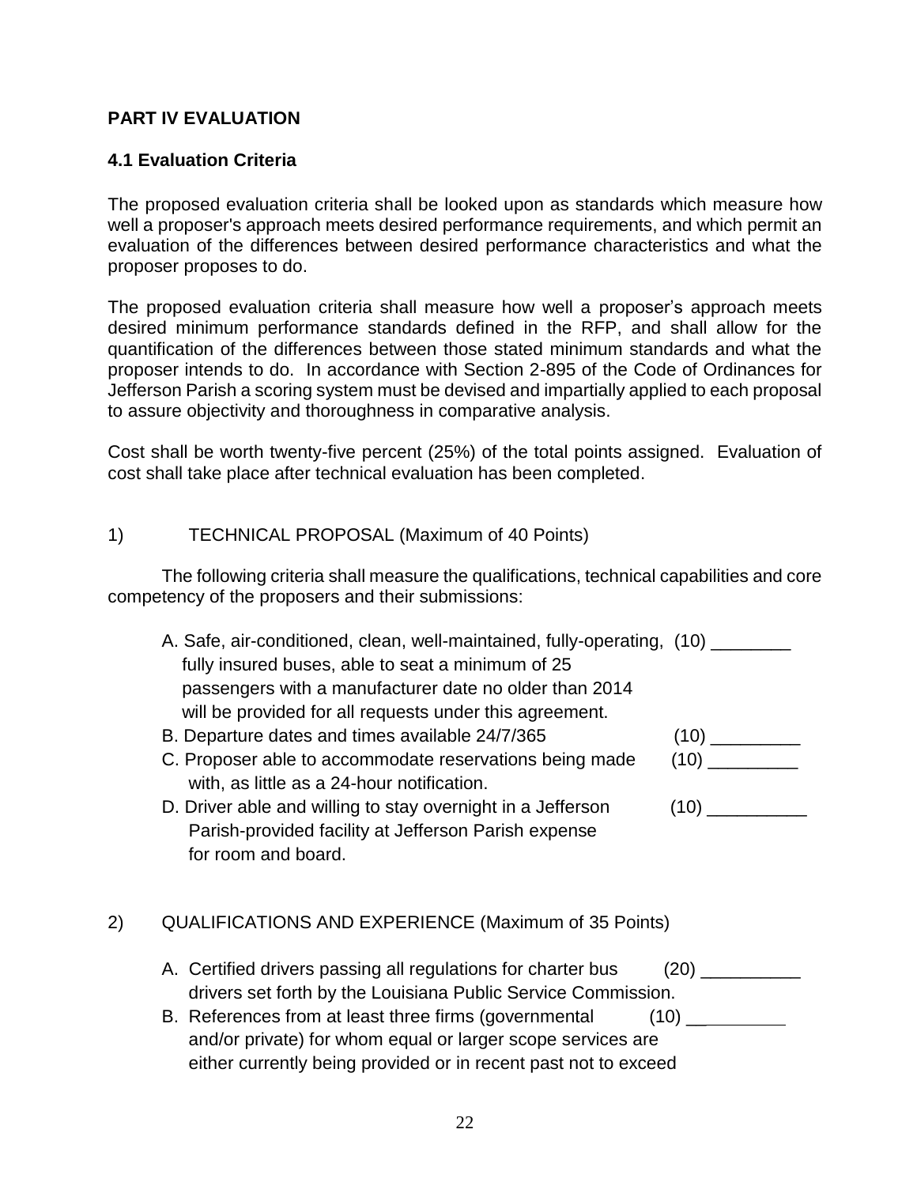## PART IV EVALUATION

### 4.1 Evaluation Criteria

The proposed evaluation criteria shall be looked upon as standards which measure how well a proposer's approach meets desired performance requirements, and which permit an evaluation of the differences between desired performance characteristics and what the proposer proposes to do.

The proposed evaluation criteria shall measure how well a proposer's approach meets desired minimum performance standards defined in the RFP, and shall allow for the quantification of the differences between those stated minimum standards and what the proposer intends to do. In accordance with Section 2-895 of the Code of Ordinances for Jefferson Parish a scoring system must be devised and impartially applied to each proposal to assure objectivity and thoroughness in comparative analysis.

Cost shall be worth twenty-five percent (25%) of the total points assigned. Evaluation of cost shall take place after technical evaluation has been completed.

1) TECHNICAL PROPOSAL (Maximum of 40 Points)

The following criteria shall measure the qualifications, technical capabilities and core competency of the proposers and their submissions:

A. Safe, air-conditioned, clean, well-maintained, fully-operating, fully insured buses, able to seat a minimum of 25 passengers with a manufacturer date no older than 2014 will be provided for all requests under this agreement. (10) ________

B. Departure dates and times available 24/7/365 (10) _________

C. Proposer able to accommodate reservations being made with, as little as a 24-hour notification. (10) _________

D. Driver able and willing to stay overnight in a Jefferson Parish-provided facility at Jefferson Parish expense for room and board. (10) __________

2) QUALIFICATIONS AND EXPERIENCE (Maximum of 35 Points)

A. Certified drivers passing all regulations for charter bus drivers set forth by the Louisiana Public Service Commission. (20) __________

B. References from at least three firms (governmental and/or private) for whom equal or larger scope services are either currently being provided or in recent past not to exceed (10) __________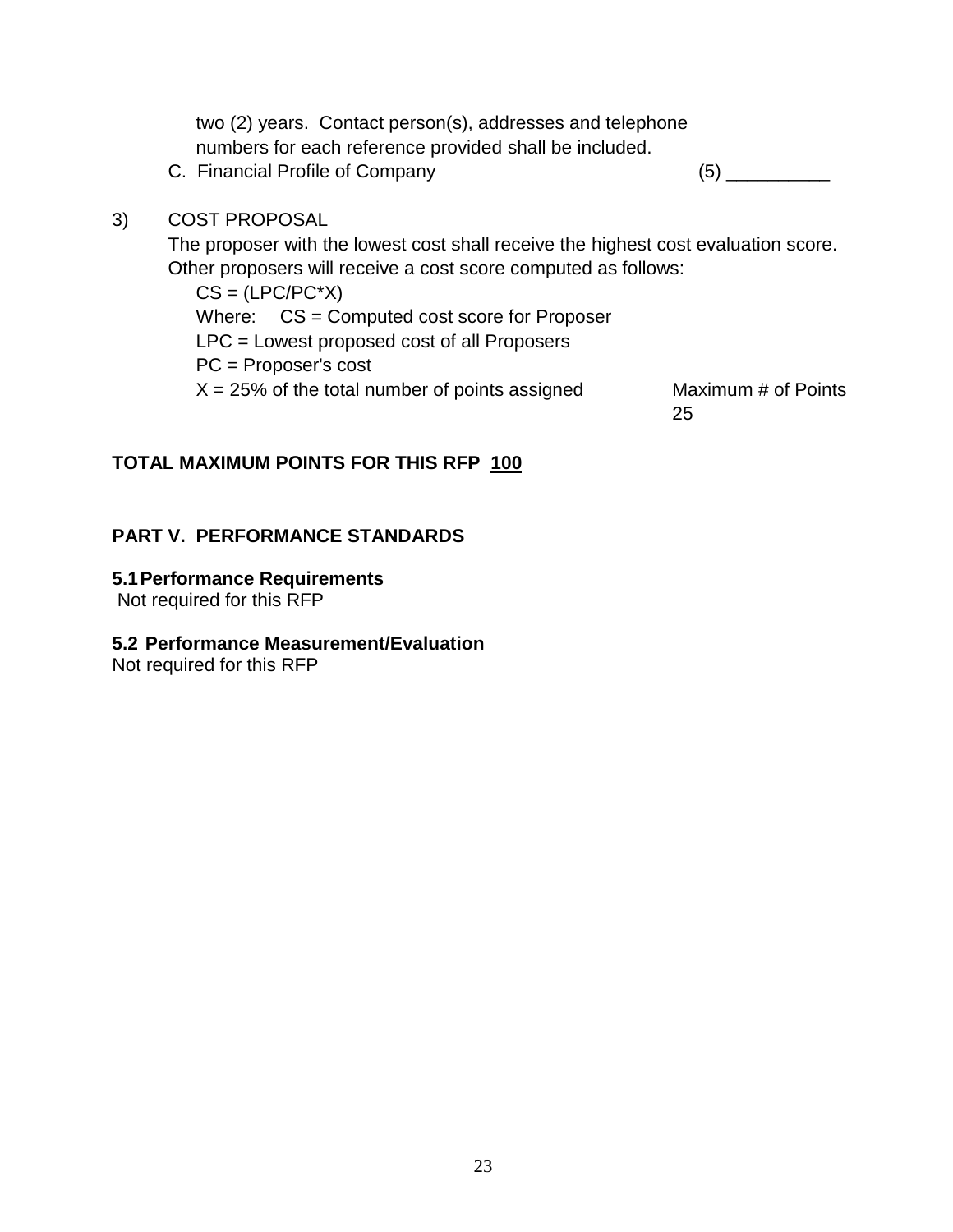two (2) years. Contact person(s), addresses and telephone numbers for each reference provided shall be included.

C. Financial Profile of Company (5) __________

3) COST PROPOSAL

The proposer with the lowest cost shall receive the highest cost evaluation score. Other proposers will receive a cost score computed as follows:

CS = (LPC/PC*X)

Where: CS = Computed cost score for Proposer

LPC = Lowest proposed cost of all Proposers

PC = Proposer's cost

X = 25% of the total number of points assigned

Maximum # of Points 25

**TOTAL MAXIMUM POINTS FOR THIS RFP** **<u>100</u>**

## PART V. PERFORMANCE STANDARDS

### 5.1 Performance Requirements

Not required for this RFP

### 5.2 Performance Measurement/Evaluation

Not required for this RFP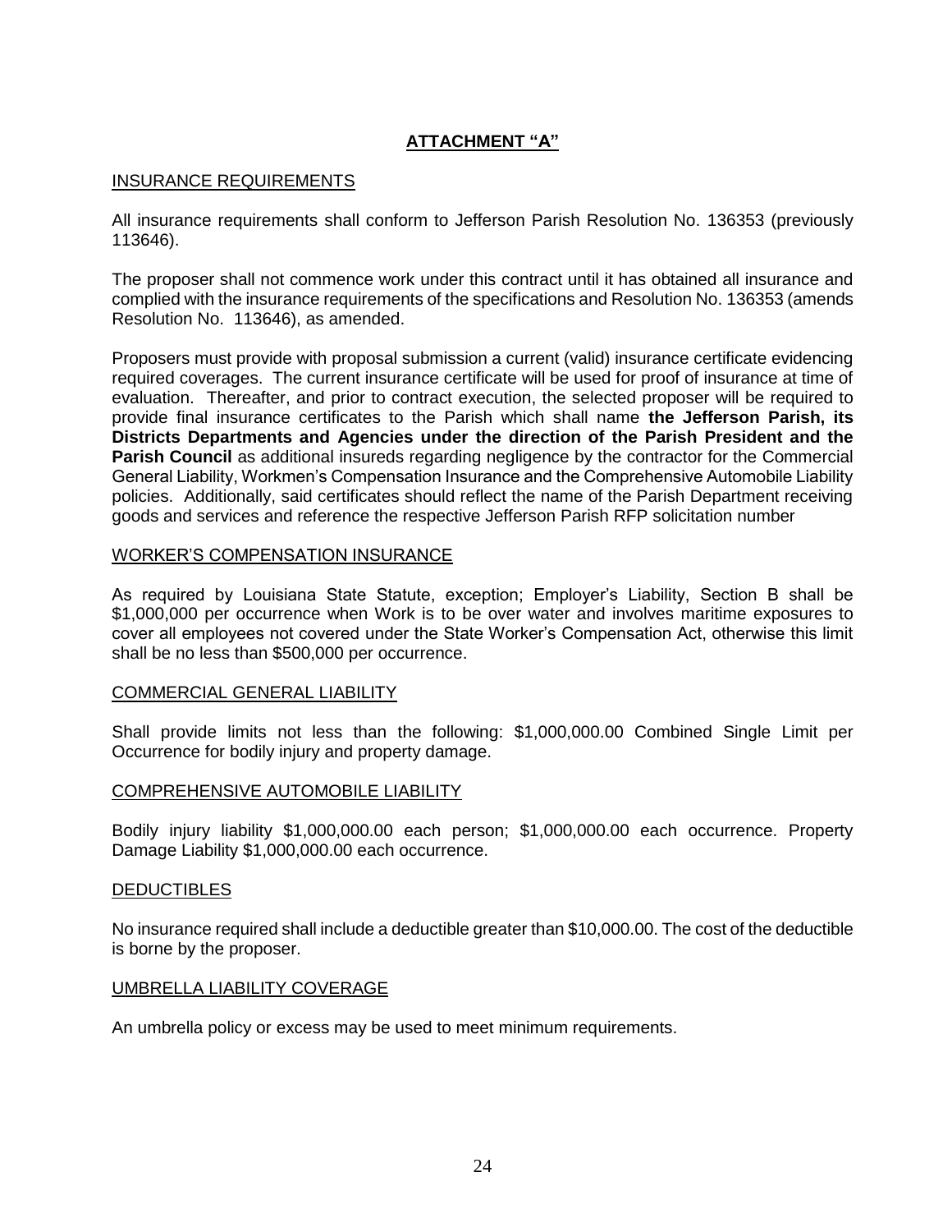# ATTACHMENT "A"

## INSURANCE REQUIREMENTS

All insurance requirements shall conform to Jefferson Parish Resolution No. 136353 (previously 113646).

The proposer shall not commence work under this contract until it has obtained all insurance and complied with the insurance requirements of the specifications and Resolution No. 136353 (amends Resolution No. 113646), as amended.

Proposers must provide with proposal submission a current (valid) insurance certificate evidencing required coverages. The current insurance certificate will be used for proof of insurance at time of evaluation. Thereafter, and prior to contract execution, the selected proposer will be required to provide final insurance certificates to the Parish which shall name **the Jefferson Parish, its Districts Departments and Agencies under the direction of the Parish President and the Parish Council** as additional insureds regarding negligence by the contractor for the Commercial General Liability, Workmen's Compensation Insurance and the Comprehensive Automobile Liability policies. Additionally, said certificates should reflect the name of the Parish Department receiving goods and services and reference the respective Jefferson Parish RFP solicitation number

## WORKER'S COMPENSATION INSURANCE

As required by Louisiana State Statute, exception; Employer's Liability, Section B shall be $1,000,000 per occurrence when Work is to be over water and involves maritime exposures to cover all employees not covered under the State Worker's Compensation Act, otherwise this limit shall be no less than $500,000 per occurrence.

## COMMERCIAL GENERAL LIABILITY

Shall provide limits not less than the following: $1,000,000.00 Combined Single Limit per Occurrence for bodily injury and property damage.

## COMPREHENSIVE AUTOMOBILE LIABILITY

Bodily injury liability $1,000,000.00 each person; $1,000,000.00 each occurrence. Property Damage Liability $1,000,000.00 each occurrence.

## DEDUCTIBLES

No insurance required shall include a deductible greater than $10,000.00. The cost of the deductible is borne by the proposer.

## UMBRELLA LIABILITY COVERAGE

An umbrella policy or excess may be used to meet minimum requirements.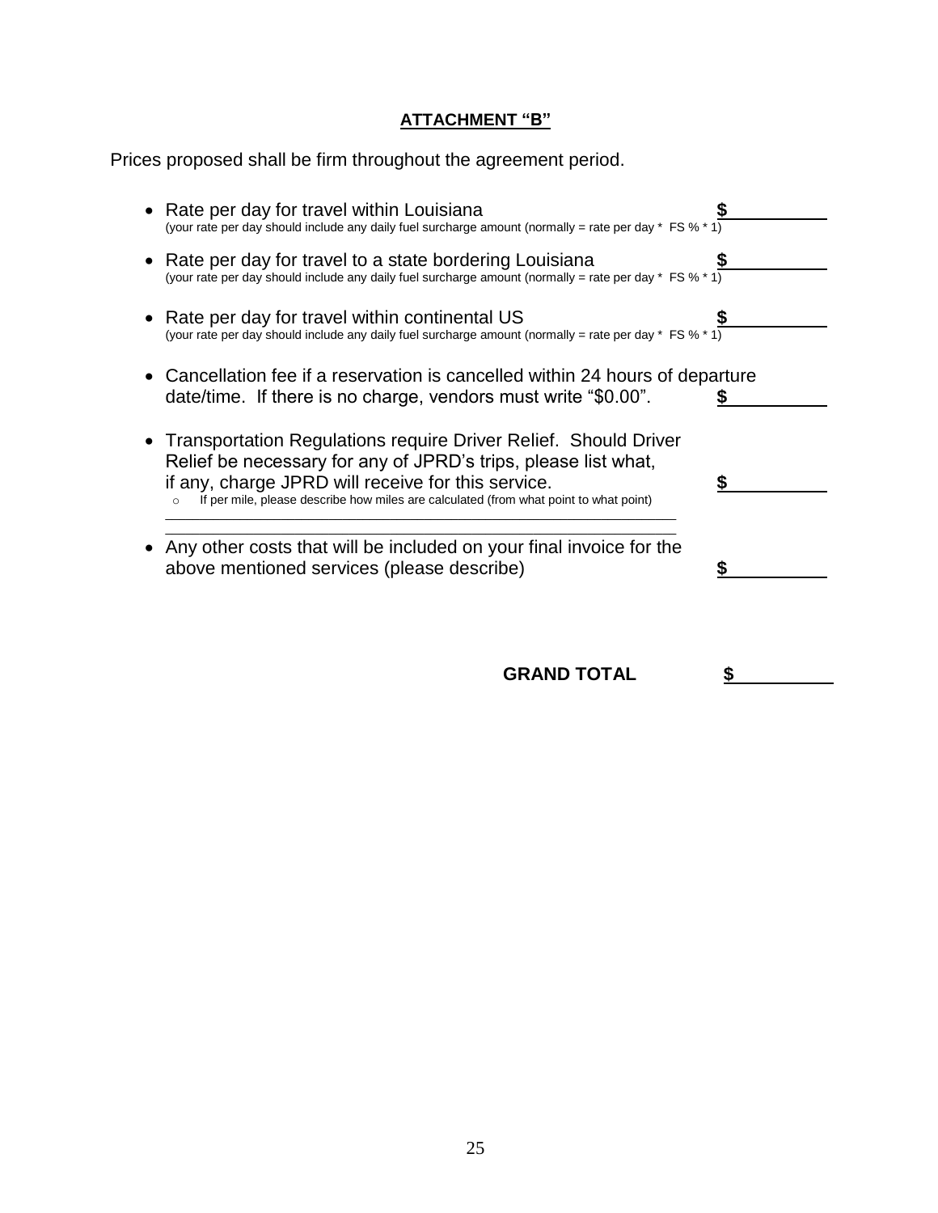**ATTACHMENT "B"**

Prices proposed shall be firm throughout the agreement period.

- Rate per day for travel within Louisiana **$\_\_\_\_\_\_\_\_\_\_**
  (your rate per day should include any daily fuel surcharge amount (normally = rate per day * FS % * 1)

- Rate per day for travel to a state bordering Louisiana **$\_\_\_\_\_\_\_\_\_\_**
  (your rate per day should include any daily fuel surcharge amount (normally = rate per day * FS % * 1)

- Rate per day for travel within continental US **$\_\_\_\_\_\_\_\_\_\_**
  (your rate per day should include any daily fuel surcharge amount (normally = rate per day * FS % * 1)

- Cancellation fee if a reservation is cancelled within 24 hours of departure date/time. If there is no charge, vendors must write "$0.00". **$\_\_\_\_\_\_\_\_\_\_**

- Transportation Regulations require Driver Relief. Should Driver Relief be necessary for any of JPRD's trips, please list what, if any, charge JPRD will receive for this service. **$\_\_\_\_\_\_\_\_\_\_**
  - If per mile, please describe how miles are calculated (from what point to what point)

  \_\_\_\_\_\_\_\_\_\_\_\_\_\_\_\_\_\_\_\_\_\_\_\_\_\_\_\_\_\_\_\_\_\_\_\_\_\_\_\_\_\_\_\_\_\_\_\_\_\_\_\_\_\_\_\_\_\_\_\_

  \_\_\_\_\_\_\_\_\_\_\_\_\_\_\_\_\_\_\_\_\_\_\_\_\_\_\_\_\_\_\_\_\_\_\_\_\_\_\_\_\_\_\_\_\_\_\_\_\_\_\_\_\_\_\_\_\_\_\_\_

- Any other costs that will be included on your final invoice for the above mentioned services (please describe) **$\_\_\_\_\_\_\_\_\_\_**

**GRAND TOTAL** **$\_\_\_\_\_\_\_\_\_\_**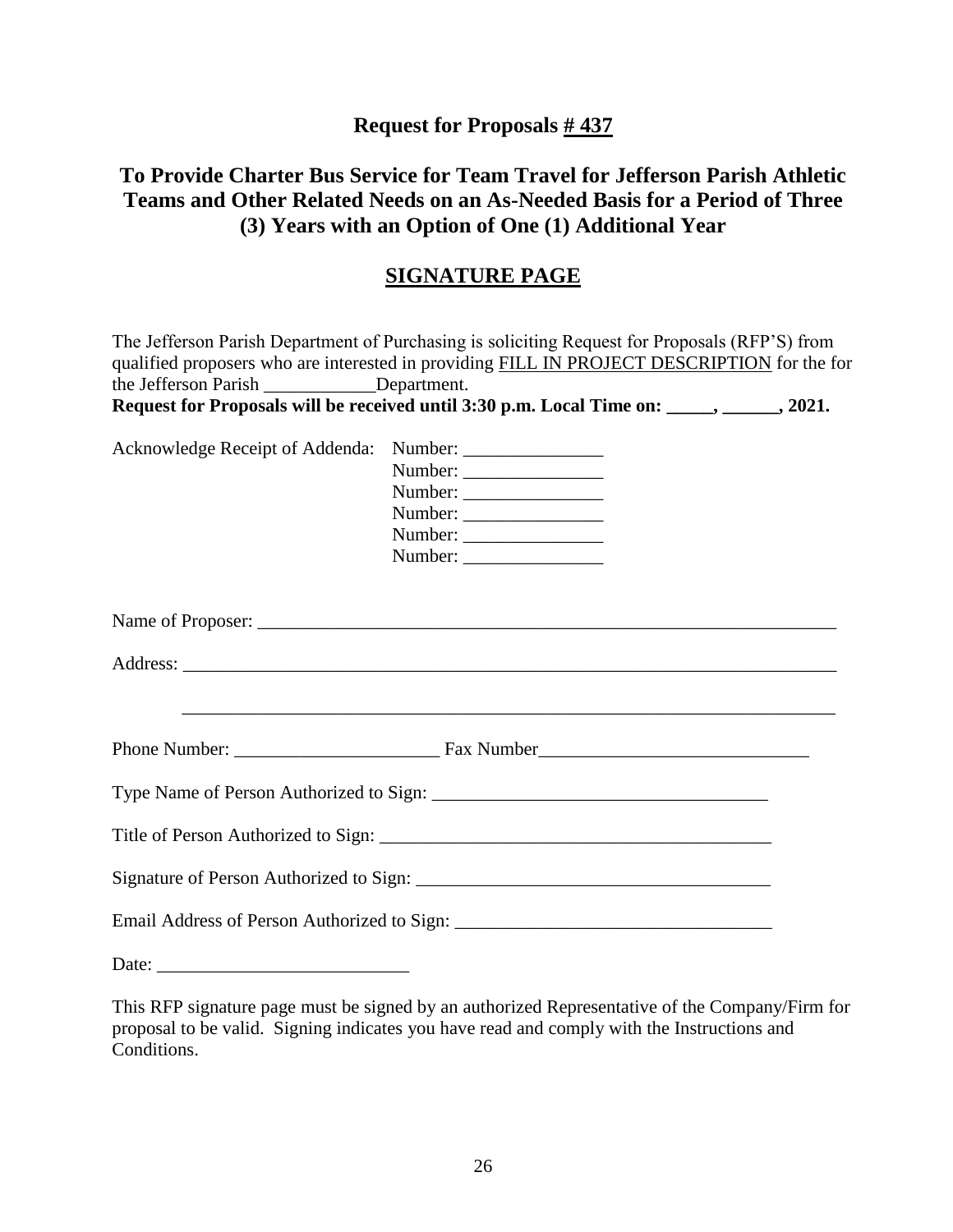# Request for Proposals # 437

## To Provide Charter Bus Service for Team Travel for Jefferson Parish Athletic Teams and Other Related Needs on an As-Needed Basis for a Period of Three (3) Years with an Option of One (1) Additional Year

## SIGNATURE PAGE

The Jefferson Parish Department of Purchasing is soliciting Request for Proposals (RFP'S) from qualified proposers who are interested in providing FILL IN PROJECT DESCRIPTION for the for the Jefferson Parish ____________Department.
**Request for Proposals will be received until 3:30 p.m. Local Time on: _____, ______, 2021.**

Acknowledge Receipt of Addenda: Number: _______________
Number: _______________
Number: _______________
Number: _______________
Number: _______________
Number: _______________

Name of Proposer: _______________________________________________________________

Address: _______________________________________________________________________

_______________________________________________________________________

Phone Number: ______________________ Fax Number_____________________________

Type Name of Person Authorized to Sign: ____________________________________

Title of Person Authorized to Sign: ___________________________________________

Signature of Person Authorized to Sign: ______________________________________

Email Address of Person Authorized to Sign: _________________________________

Date: ___________________________

This RFP signature page must be signed by an authorized Representative of the Company/Firm for proposal to be valid. Signing indicates you have read and comply with the Instructions and Conditions.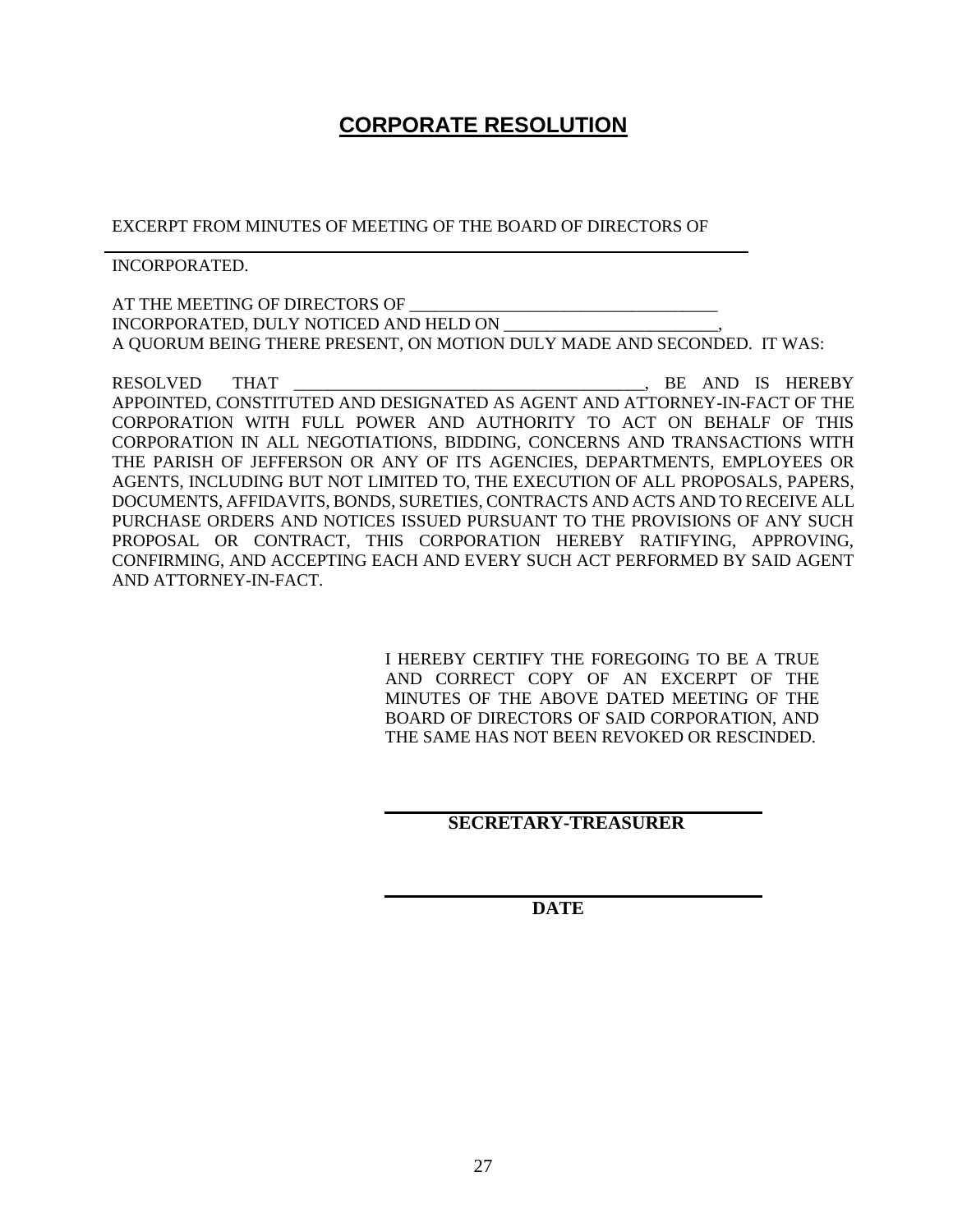# CORPORATE RESOLUTION

EXCERPT FROM MINUTES OF MEETING OF THE BOARD OF DIRECTORS OF

\_\_\_\_\_\_\_\_\_\_\_\_\_\_\_\_\_\_\_\_\_\_\_\_\_\_\_\_\_\_\_\_\_\_\_\_\_\_\_\_\_\_\_\_\_\_\_\_\_\_\_\_\_\_\_\_\_\_\_\_

INCORPORATED.

AT THE MEETING OF DIRECTORS OF ____________________________________ INCORPORATED, DULY NOTICED AND HELD ON _________________________, A QUORUM BEING THERE PRESENT, ON MOTION DULY MADE AND SECONDED. IT WAS:

RESOLVED THAT _________________________________________, BE AND IS HEREBY APPOINTED, CONSTITUTED AND DESIGNATED AS AGENT AND ATTORNEY-IN-FACT OF THE CORPORATION WITH FULL POWER AND AUTHORITY TO ACT ON BEHALF OF THIS CORPORATION IN ALL NEGOTIATIONS, BIDDING, CONCERNS AND TRANSACTIONS WITH THE PARISH OF JEFFERSON OR ANY OF ITS AGENCIES, DEPARTMENTS, EMPLOYEES OR AGENTS, INCLUDING BUT NOT LIMITED TO, THE EXECUTION OF ALL PROPOSALS, PAPERS, DOCUMENTS, AFFIDAVITS, BONDS, SURETIES, CONTRACTS AND ACTS AND TO RECEIVE ALL PURCHASE ORDERS AND NOTICES ISSUED PURSUANT TO THE PROVISIONS OF ANY SUCH PROPOSAL OR CONTRACT, THIS CORPORATION HEREBY RATIFYING, APPROVING, CONFIRMING, AND ACCEPTING EACH AND EVERY SUCH ACT PERFORMED BY SAID AGENT AND ATTORNEY-IN-FACT.

I HEREBY CERTIFY THE FOREGOING TO BE A TRUE AND CORRECT COPY OF AN EXCERPT OF THE MINUTES OF THE ABOVE DATED MEETING OF THE BOARD OF DIRECTORS OF SAID CORPORATION, AND THE SAME HAS NOT BEEN REVOKED OR RESCINDED.

\_\_\_\_\_\_\_\_\_\_\_\_\_\_\_\_\_\_\_\_\_\_\_\_\_\_\_\_\_\_\_\_\_\_\_\_

**SECRETARY-TREASURER**

\_\_\_\_\_\_\_\_\_\_\_\_\_\_\_\_\_\_\_\_\_\_\_\_\_\_\_\_\_\_\_\_\_\_\_\_

**DATE**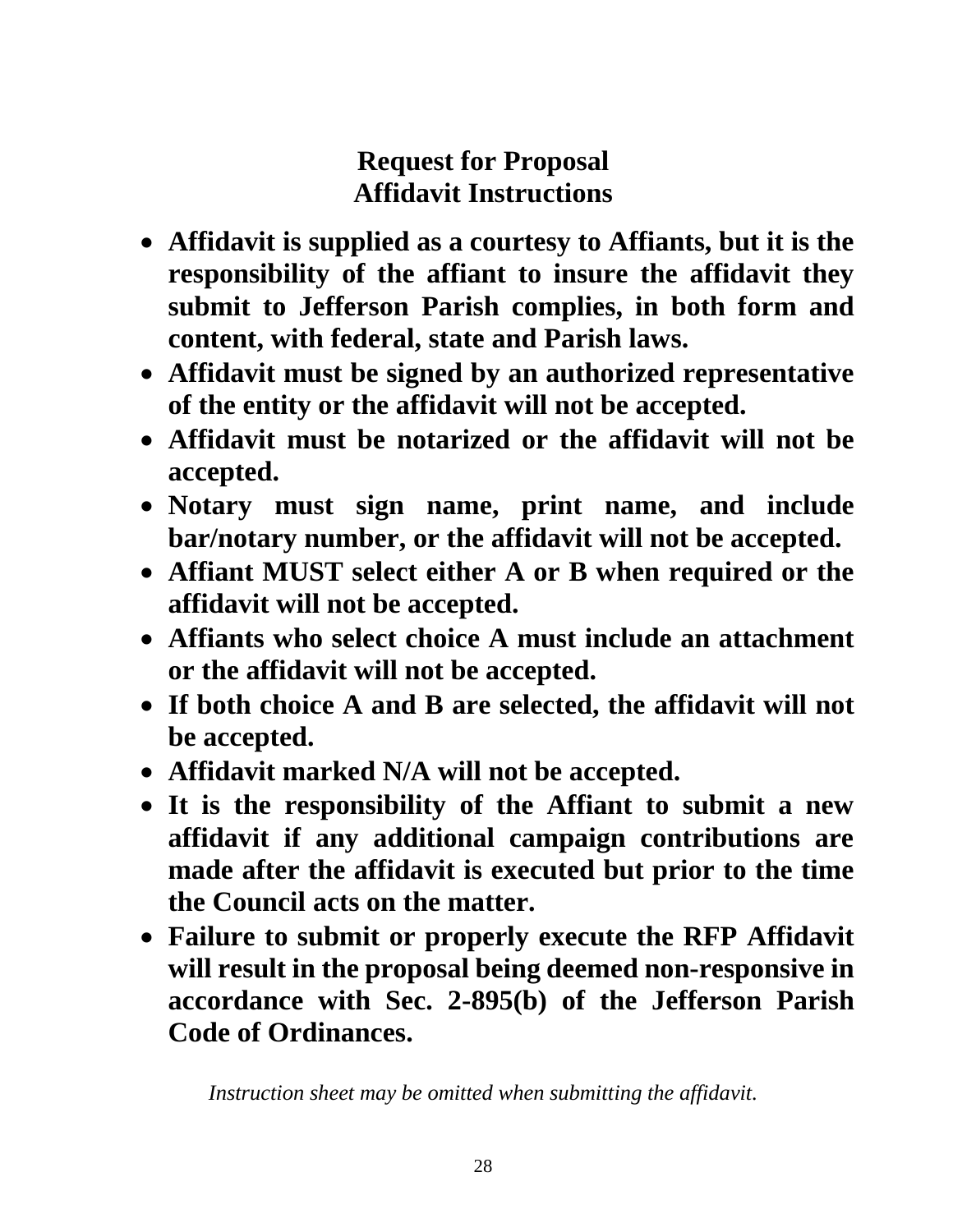# Request for Proposal
# Affidavit Instructions

- **Affidavit is supplied as a courtesy to Affiants, but it is the responsibility of the affiant to insure the affidavit they submit to Jefferson Parish complies, in both form and content, with federal, state and Parish laws.**
- **Affidavit must be signed by an authorized representative of the entity or the affidavit will not be accepted.**
- **Affidavit must be notarized or the affidavit will not be accepted.**
- **Notary must sign name, print name, and include bar/notary number, or the affidavit will not be accepted.**
- **Affiant MUST select either A or B when required or the affidavit will not be accepted.**
- **Affiants who select choice A must include an attachment or the affidavit will not be accepted.**
- **If both choice A and B are selected, the affidavit will not be accepted.**
- **Affidavit marked N/A will not be accepted.**
- **It is the responsibility of the Affiant to submit a new affidavit if any additional campaign contributions are made after the affidavit is executed but prior to the time the Council acts on the matter.**
- **Failure to submit or properly execute the RFP Affidavit will result in the proposal being deemed non-responsive in accordance with Sec. 2-895(b) of the Jefferson Parish Code of Ordinances.**

*Instruction sheet may be omitted when submitting the affidavit.*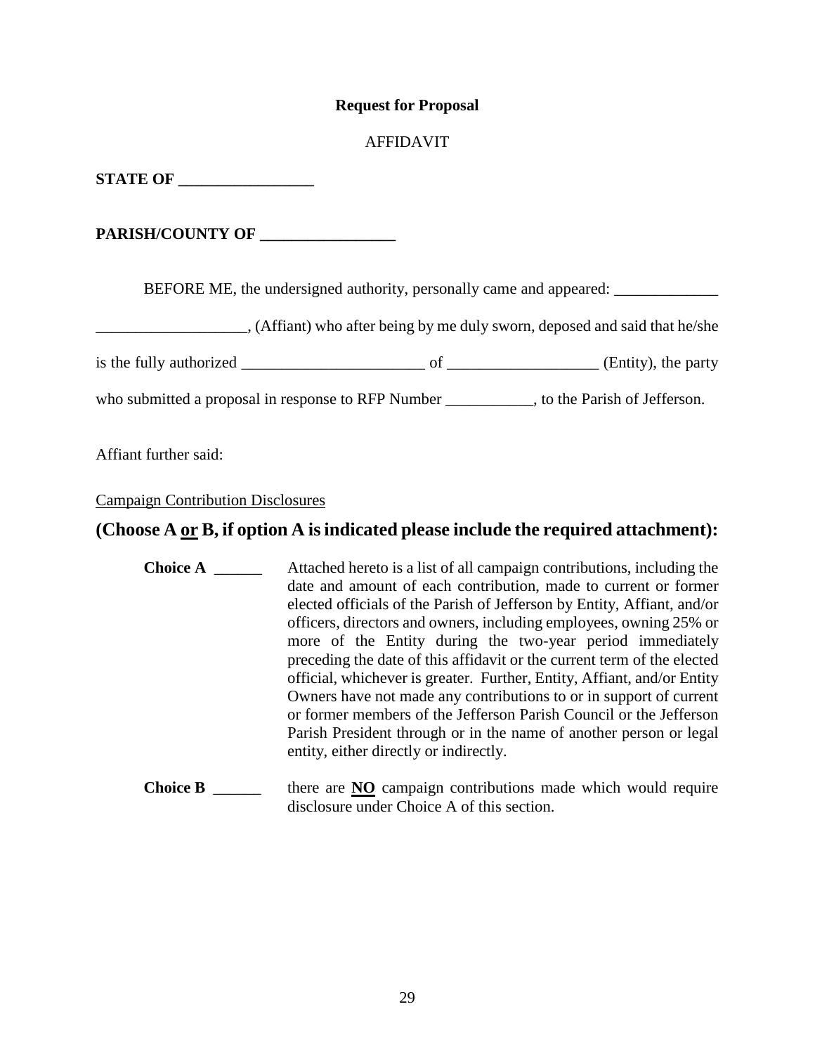**Request for Proposal**

AFFIDAVIT

**STATE OF _________________**

**PARISH/COUNTY OF _________________**

BEFORE ME, the undersigned authority, personally came and appeared: _____________ ___________________, (Affiant) who after being by me duly sworn, deposed and said that he/she is the fully authorized _______________________ of ___________________ (Entity), the party who submitted a proposal in response to RFP Number ___________, to the Parish of Jefferson.

Affiant further said:

Campaign Contribution Disclosures

**(Choose A or B, if option A is indicated please include the required attachment):**

**Choice A** ______ Attached hereto is a list of all campaign contributions, including the date and amount of each contribution, made to current or former elected officials of the Parish of Jefferson by Entity, Affiant, and/or officers, directors and owners, including employees, owning 25% or more of the Entity during the two-year period immediately preceding the date of this affidavit or the current term of the elected official, whichever is greater. Further, Entity, Affiant, and/or Entity Owners have not made any contributions to or in support of current or former members of the Jefferson Parish Council or the Jefferson Parish President through or in the name of another person or legal entity, either directly or indirectly.

**Choice B** ______ there are **NO** campaign contributions made which would require disclosure under Choice A of this section.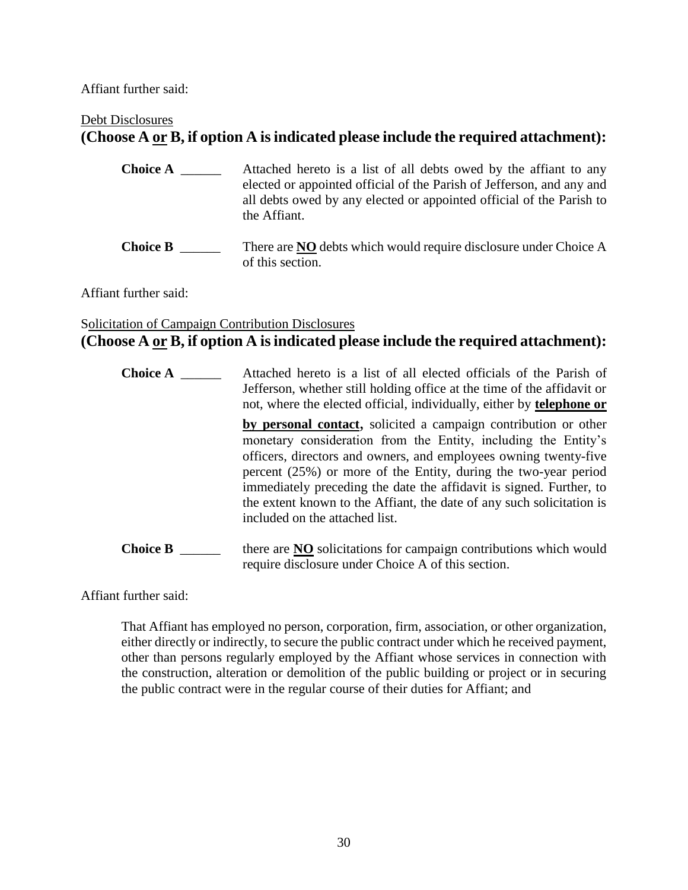Affiant further said:

Debt Disclosures

**(Choose A <u>or</u> B, if option A is indicated please include the required attachment):**

**Choice A** ______ Attached hereto is a list of all debts owed by the affiant to any elected or appointed official of the Parish of Jefferson, and any and all debts owed by any elected or appointed official of the Parish to the Affiant.

**Choice B** ______ There are **<u>NO</u>** debts which would require disclosure under Choice A of this section.

Affiant further said:

Solicitation of Campaign Contribution Disclosures

**(Choose A <u>or</u> B, if option A is indicated please include the required attachment):**

**Choice A** ______ Attached hereto is a list of all elected officials of the Parish of Jefferson, whether still holding office at the time of the affidavit or not, where the elected official, individually, either by **<u>telephone or by personal contact</u>,** solicited a campaign contribution or other monetary consideration from the Entity, including the Entity's officers, directors and owners, and employees owning twenty-five percent (25%) or more of the Entity, during the two-year period immediately preceding the date the affidavit is signed. Further, to the extent known to the Affiant, the date of any such solicitation is included on the attached list.

**Choice B** ______ there are **<u>NO</u>** solicitations for campaign contributions which would require disclosure under Choice A of this section.

Affiant further said:

That Affiant has employed no person, corporation, firm, association, or other organization, either directly or indirectly, to secure the public contract under which he received payment, other than persons regularly employed by the Affiant whose services in connection with the construction, alteration or demolition of the public building or project or in securing the public contract were in the regular course of their duties for Affiant; and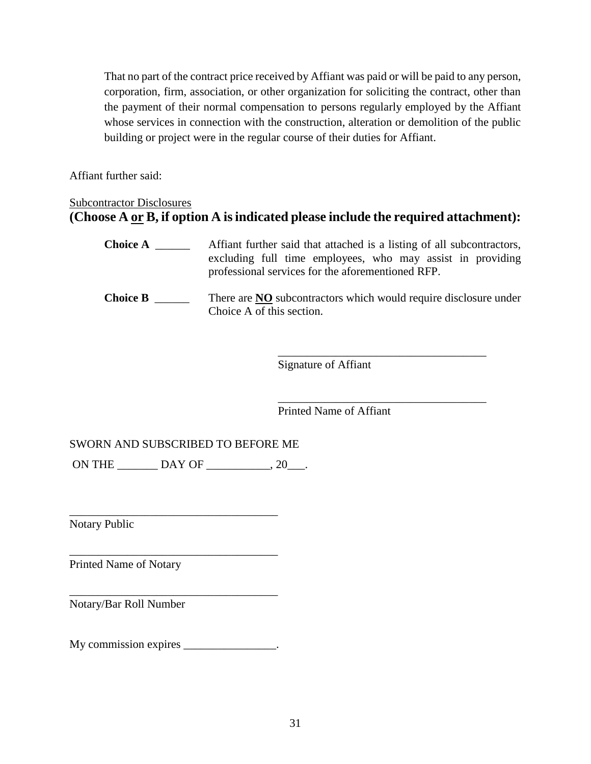That no part of the contract price received by Affiant was paid or will be paid to any person, corporation, firm, association, or other organization for soliciting the contract, other than the payment of their normal compensation to persons regularly employed by the Affiant whose services in connection with the construction, alteration or demolition of the public building or project were in the regular course of their duties for Affiant.

Affiant further said:

Subcontractor Disclosures

**(Choose A or B, if option A is indicated please include the required attachment):**

**Choice A** ______ Affiant further said that attached is a listing of all subcontractors, excluding full time employees, who may assist in providing professional services for the aforementioned RFP.

**Choice B** ______ There are **NO** subcontractors which would require disclosure under Choice A of this section.

____________________________________
Signature of Affiant

____________________________________
Printed Name of Affiant

SWORN AND SUBSCRIBED TO BEFORE ME

ON THE _______ DAY OF ___________, 20___.

____________________________________
Notary Public

____________________________________
Printed Name of Notary

____________________________________
Notary/Bar Roll Number

My commission expires ________________.